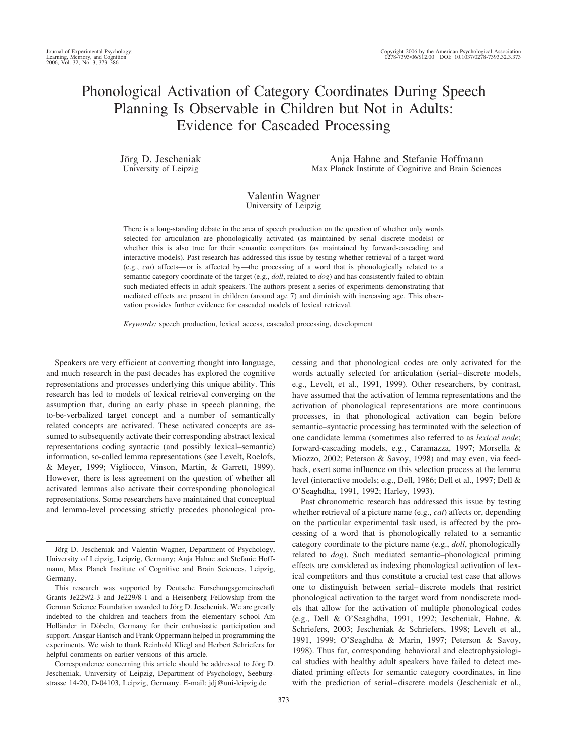# Phonological Activation of Category Coordinates During Speech Planning Is Observable in Children but Not in Adults: Evidence for Cascaded Processing

Jörg D. Jescheniak
University of Leipzig

Anja Hahne and Stefanie Hoffmann
Max Planck Institute of Cognitive and Brain Sciences

Valentin Wagner
University of Leipzig

There is a long-standing debate in the area of speech production on the question of whether only words selected for articulation are phonologically activated (as maintained by serial–discrete models) or whether this is also true for their semantic competitors (as maintained by forward-cascading and interactive models). Past research has addressed this issue by testing whether retrieval of a target word (e.g., *cat*) affects—or is affected by—the processing of a word that is phonologically related to a semantic category coordinate of the target (e.g., *doll*, related to *dog*) and has consistently failed to obtain such mediated effects in adult speakers. The authors present a series of experiments demonstrating that mediated effects are present in children (around age 7) and diminish with increasing age. This observation provides further evidence for cascaded models of lexical retrieval.

*Keywords:* speech production, lexical access, cascaded processing, development

Speakers are very efficient at converting thought into language, and much research in the past decades has explored the cognitive representations and processes underlying this unique ability. This research has led to models of lexical retrieval converging on the assumption that, during an early phase in speech planning, the to-be-verbalized target concept and a number of semantically related concepts are activated. These activated concepts are assumed to subsequently activate their corresponding abstract lexical representations coding syntactic (and possibly lexical–semantic) information, so-called lemma representations (see Levelt, Roelofs, & Meyer, 1999; Vigliocco, Vinson, Martin, & Garrett, 1999). However, there is less agreement on the question of whether all activated lemmas also activate their corresponding phonological representations. Some researchers have maintained that conceptual and lemma-level processing strictly precedes phonological processing and that phonological codes are only activated for the words actually selected for articulation (serial–discrete models, e.g., Levelt, et al., 1991, 1999). Other researchers, by contrast, have assumed that the activation of lemma representations and the activation of phonological representations are more continuous processes, in that phonological activation can begin before semantic–syntactic processing has terminated with the selection of one candidate lemma (sometimes also referred to as *lexical node*; forward-cascading models, e.g., Caramazza, 1997; Morsella & Miozzo, 2002; Peterson & Savoy, 1998) and may even, via feedback, exert some influence on this selection process at the lemma level (interactive models; e.g., Dell, 1986; Dell et al., 1997; Dell & O'Seaghdha, 1991, 1992; Harley, 1993).

Past chronometric research has addressed this issue by testing whether retrieval of a picture name (e.g., *cat*) affects or, depending on the particular experimental task used, is affected by the processing of a word that is phonologically related to a semantic category coordinate to the picture name (e.g., *doll*, phonologically related to *dog*). Such mediated semantic–phonological priming effects are considered as indexing phonological activation of lexical competitors and thus constitute a crucial test case that allows one to distinguish between serial–discrete models that restrict phonological activation to the target word from nondiscrete models that allow for the activation of multiple phonological codes (e.g., Dell & O'Seaghdha, 1991, 1992; Jescheniak, Hahne, & Schriefers, 2003; Jescheniak & Schriefers, 1998; Levelt et al., 1991, 1999; O'Seaghdha & Marin, 1997; Peterson & Savoy, 1998). Thus far, corresponding behavioral and electrophysiological studies with healthy adult speakers have failed to detect mediated priming effects for semantic category coordinates, in line with the prediction of serial–discrete models (Jescheniak et al.,

---

Jörg D. Jescheniak and Valentin Wagner, Department of Psychology, University of Leipzig, Leipzig, Germany; Anja Hahne and Stefanie Hoffmann, Max Planck Institute of Cognitive and Brain Sciences, Leipzig, Germany.

This research was supported by Deutsche Forschungsgemeinschaft Grants Je229/2-3 and Je229/8-1 and a Heisenberg Fellowship from the German Science Foundation awarded to Jörg D. Jescheniak. We are greatly indebted to the children and teachers from the elementary school Am Holländer in Döbeln, Germany for their enthusiastic participation and support. Ansgar Hantsch and Frank Oppermann helped in programming the experiments. We wish to thank Reinhold Kliegl and Herbert Schriefers for helpful comments on earlier versions of this article.

Correspondence concerning this article should be addressed to Jörg D. Jescheniak, University of Leipzig, Department of Psychology, Seeburgstrasse 14-20, D-04103, Leipzig, Germany. E-mail: jdj@uni-leipzig.de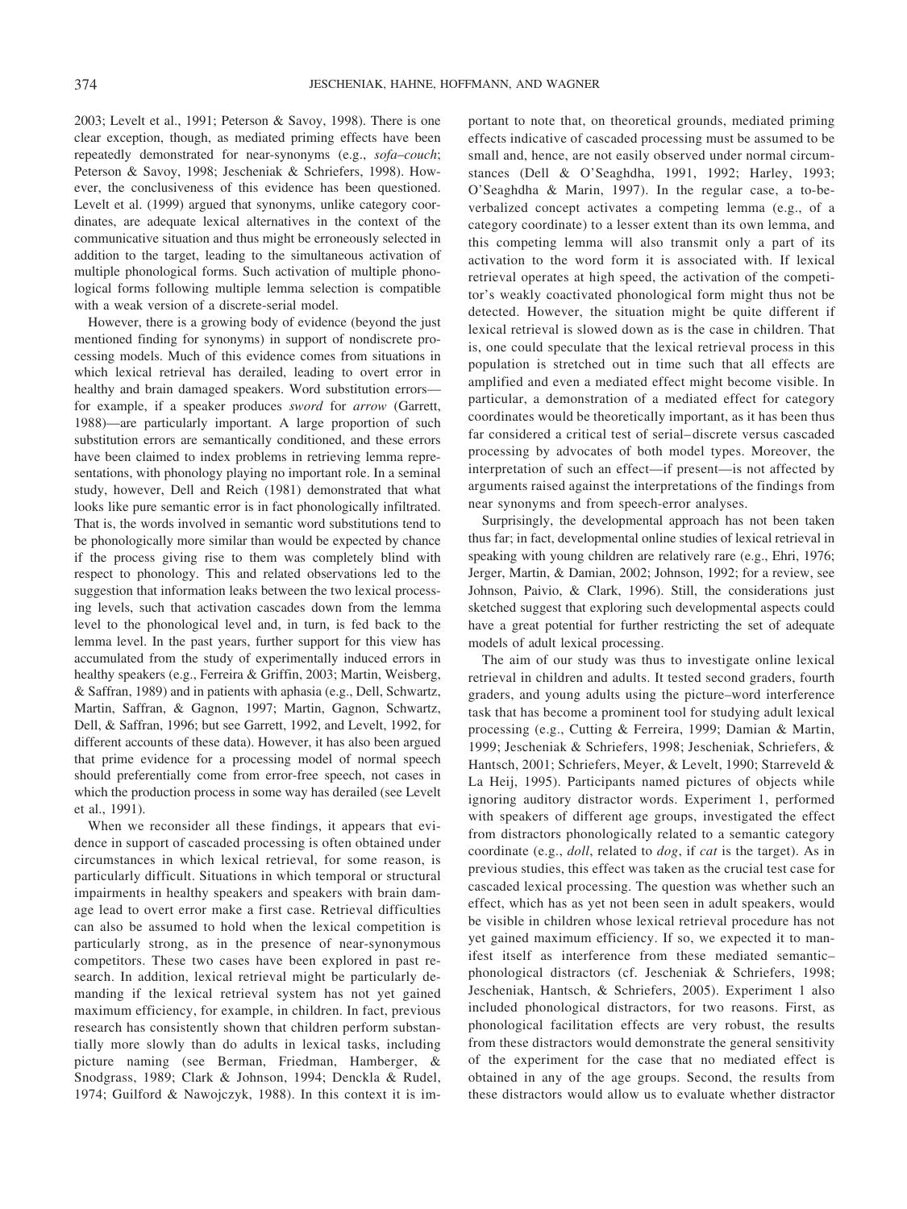2003; Levelt et al., 1991; Peterson & Savoy, 1998). There is one clear exception, though, as mediated priming effects have been repeatedly demonstrated for near-synonyms (e.g., *sofa–couch*; Peterson & Savoy, 1998; Jescheniak & Schriefers, 1998). However, the conclusiveness of this evidence has been questioned. Levelt et al. (1999) argued that synonyms, unlike category coordinates, are adequate lexical alternatives in the context of the communicative situation and thus might be erroneously selected in addition to the target, leading to the simultaneous activation of multiple phonological forms. Such activation of multiple phonological forms following multiple lemma selection is compatible with a weak version of a discrete-serial model.

However, there is a growing body of evidence (beyond the just mentioned finding for synonyms) in support of nondiscrete processing models. Much of this evidence comes from situations in which lexical retrieval has derailed, leading to overt error in healthy and brain damaged speakers. Word substitution errors—for example, if a speaker produces *sword* for *arrow* (Garrett, 1988)—are particularly important. A large proportion of such substitution errors are semantically conditioned, and these errors have been claimed to index problems in retrieving lemma representations, with phonology playing no important role. In a seminal study, however, Dell and Reich (1981) demonstrated that what looks like pure semantic error is in fact phonologically infiltrated. That is, the words involved in semantic word substitutions tend to be phonologically more similar than would be expected by chance if the process giving rise to them was completely blind with respect to phonology. This and related observations led to the suggestion that information leaks between the two lexical processing levels, such that activation cascades down from the lemma level to the phonological level and, in turn, is fed back to the lemma level. In the past years, further support for this view has accumulated from the study of experimentally induced errors in healthy speakers (e.g., Ferreira & Griffin, 2003; Martin, Weisberg, & Saffran, 1989) and in patients with aphasia (e.g., Dell, Schwartz, Martin, Saffran, & Gagnon, 1997; Martin, Gagnon, Schwartz, Dell, & Saffran, 1996; but see Garrett, 1992, and Levelt, 1992, for different accounts of these data). However, it has also been argued that prime evidence for a processing model of normal speech should preferentially come from error-free speech, not cases in which the production process in some way has derailed (see Levelt et al., 1991).

When we reconsider all these findings, it appears that evidence in support of cascaded processing is often obtained under circumstances in which lexical retrieval, for some reason, is particularly difficult. Situations in which temporal or structural impairments in healthy speakers and speakers with brain damage lead to overt error make a first case. Retrieval difficulties can also be assumed to hold when the lexical competition is particularly strong, as in the presence of near-synonymous competitors. These two cases have been explored in past research. In addition, lexical retrieval might be particularly demanding if the lexical retrieval system has not yet gained maximum efficiency, for example, in children. In fact, previous research has consistently shown that children perform substantially more slowly than do adults in lexical tasks, including picture naming (see Berman, Friedman, Hamberger, & Snodgrass, 1989; Clark & Johnson, 1994; Denckla & Rudel, 1974; Guilford & Nawojczyk, 1988). In this context it is important to note that, on theoretical grounds, mediated priming effects indicative of cascaded processing must be assumed to be small and, hence, are not easily observed under normal circumstances (Dell & O'Seaghdha, 1991, 1992; Harley, 1993; O'Seaghdha & Marin, 1997). In the regular case, a to-be-verbalized concept activates a competing lemma (e.g., of a category coordinate) to a lesser extent than its own lemma, and this competing lemma will also transmit only a part of its activation to the word form it is associated with. If lexical retrieval operates at high speed, the activation of the competitor's weakly coactivated phonological form might thus not be detected. However, the situation might be quite different if lexical retrieval is slowed down as is the case in children. That is, one could speculate that the lexical retrieval process in this population is stretched out in time such that all effects are amplified and even a mediated effect might become visible. In particular, a demonstration of a mediated effect for category coordinates would be theoretically important, as it has been thus far considered a critical test of serial–discrete versus cascaded processing by advocates of both model types. Moreover, the interpretation of such an effect—if present—is not affected by arguments raised against the interpretations of the findings from near synonyms and from speech-error analyses.

Surprisingly, the developmental approach has not been taken thus far; in fact, developmental online studies of lexical retrieval in speaking with young children are relatively rare (e.g., Ehri, 1976; Jerger, Martin, & Damian, 2002; Johnson, 1992; for a review, see Johnson, Paivio, & Clark, 1996). Still, the considerations just sketched suggest that exploring such developmental aspects could have a great potential for further restricting the set of adequate models of adult lexical processing.

The aim of our study was thus to investigate online lexical retrieval in children and adults. It tested second graders, fourth graders, and young adults using the picture–word interference task that has become a prominent tool for studying adult lexical processing (e.g., Cutting & Ferreira, 1999; Damian & Martin, 1999; Jescheniak & Schriefers, 1998; Jescheniak, Schriefers, & Hantsch, 2001; Schriefers, Meyer, & Levelt, 1990; Starreveld & La Heij, 1995). Participants named pictures of objects while ignoring auditory distractor words. Experiment 1, performed with speakers of different age groups, investigated the effect from distractors phonologically related to a semantic category coordinate (e.g., *doll*, related to *dog*, if *cat* is the target). As in previous studies, this effect was taken as the crucial test case for cascaded lexical processing. The question was whether such an effect, which has as yet not been seen in adult speakers, would be visible in children whose lexical retrieval procedure has not yet gained maximum efficiency. If so, we expected it to manifest itself as interference from these mediated semantic–phonological distractors (cf. Jescheniak & Schriefers, 1998; Jescheniak, Hantsch, & Schriefers, 2005). Experiment 1 also included phonological distractors, for two reasons. First, as phonological facilitation effects are very robust, the results from these distractors would demonstrate the general sensitivity of the experiment for the case that no mediated effect is obtained in any of the age groups. Second, the results from these distractors would allow us to evaluate whether distractor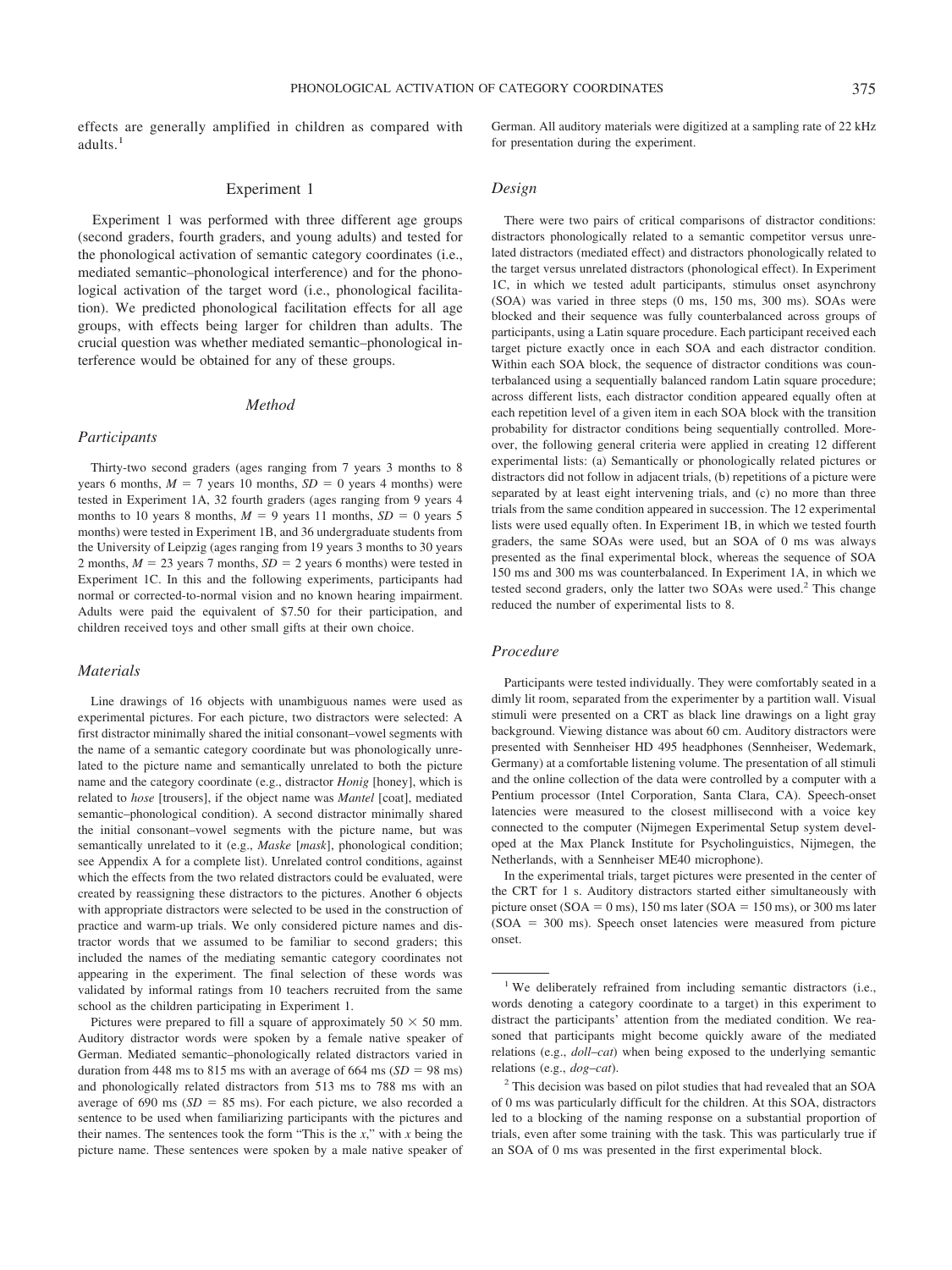effects are generally amplified in children as compared with adults.[1]

## Experiment 1

Experiment 1 was performed with three different age groups (second graders, fourth graders, and young adults) and tested for the phonological activation of semantic category coordinates (i.e., mediated semantic–phonological interference) and for the phonological activation of the target word (i.e., phonological facilitation). We predicted phonological facilitation effects for all age groups, with effects being larger for children than adults. The crucial question was whether mediated semantic–phonological interference would be obtained for any of these groups.

### Method

#### Participants

Thirty-two second graders (ages ranging from 7 years 3 months to 8 years 6 months, $M = 7$ years 10 months, $SD = 0$ years 4 months) were tested in Experiment 1A, 32 fourth graders (ages ranging from 9 years 4 months to 10 years 8 months, $M = 9$ years 11 months, $SD = 0$ years 5 months) were tested in Experiment 1B, and 36 undergraduate students from the University of Leipzig (ages ranging from 19 years 3 months to 30 years 2 months, $M = 23$ years 7 months, $SD = 2$ years 6 months) were tested in Experiment 1C. In this and the following experiments, participants had normal or corrected-to-normal vision and no known hearing impairment. Adults were paid the equivalent of $7.50 for their participation, and children received toys and other small gifts at their own choice.

#### Materials

Line drawings of 16 objects with unambiguous names were used as experimental pictures. For each picture, two distractors were selected: A first distractor minimally shared the initial consonant–vowel segments with the name of a semantic category coordinate but was phonologically unrelated to the picture name and semantically unrelated to both the picture name and the category coordinate (e.g., distractor *Honig* [honey], which is related to *hose* [trousers], if the object name was *Mantel* [coat], mediated semantic–phonological condition). A second distractor minimally shared the initial consonant–vowel segments with the picture name, but was semantically unrelated to it (e.g., *Maske* [*mask*], phonological condition; see Appendix A for a complete list). Unrelated control conditions, against which the effects from the two related distractors could be evaluated, were created by reassigning these distractors to the pictures. Another 6 objects with appropriate distractors were selected to be used in the construction of practice and warm-up trials. We only considered picture names and distractor words that we assumed to be familiar to second graders; this included the names of the mediating semantic category coordinates not appearing in the experiment. The final selection of these words was validated by informal ratings from 10 teachers recruited from the same school as the children participating in Experiment 1.

Pictures were prepared to fill a square of approximately $50 \times 50$ mm. Auditory distractor words were spoken by a female native speaker of German. Mediated semantic–phonologically related distractors varied in duration from 448 ms to 815 ms with an average of 664 ms ($SD = 98$ ms) and phonologically related distractors from 513 ms to 788 ms with an average of 690 ms ($SD = 85$ ms). For each picture, we also recorded a sentence to be used when familiarizing participants with the pictures and their names. The sentences took the form "This is the *x*," with *x* being the picture name. These sentences were spoken by a male native speaker of German. All auditory materials were digitized at a sampling rate of 22 kHz for presentation during the experiment.

#### Design

There were two pairs of critical comparisons of distractor conditions: distractors phonologically related to a semantic competitor versus unrelated distractors (mediated effect) and distractors phonologically related to the target versus unrelated distractors (phonological effect). In Experiment 1C, in which we tested adult participants, stimulus onset asynchrony (SOA) was varied in three steps (0 ms, 150 ms, 300 ms). SOAs were blocked and their sequence was fully counterbalanced across groups of participants, using a Latin square procedure. Each participant received each target picture exactly once in each SOA and each distractor condition. Within each SOA block, the sequence of distractor conditions was counterbalanced using a sequentially balanced random Latin square procedure; across different lists, each distractor condition appeared equally often at each repetition level of a given item in each SOA block with the transition probability for distractor conditions being sequentially controlled. Moreover, the following general criteria were applied in creating 12 different experimental lists: (a) Semantically or phonologically related pictures or distractors did not follow in adjacent trials, (b) repetitions of a picture were separated by at least eight intervening trials, and (c) no more than three trials from the same condition appeared in succession. The 12 experimental lists were used equally often. In Experiment 1B, in which we tested fourth graders, the same SOAs were used, but an SOA of 0 ms was always presented as the final experimental block, whereas the sequence of SOA 150 ms and 300 ms was counterbalanced. In Experiment 1A, in which we tested second graders, only the latter two SOAs were used.[2] This change reduced the number of experimental lists to 8.

#### Procedure

Participants were tested individually. They were comfortably seated in a dimly lit room, separated from the experimenter by a partition wall. Visual stimuli were presented on a CRT as black line drawings on a light gray background. Viewing distance was about 60 cm. Auditory distractors were presented with Sennheiser HD 495 headphones (Sennheiser, Wedemark, Germany) at a comfortable listening volume. The presentation of all stimuli and the online collection of the data were controlled by a computer with a Pentium processor (Intel Corporation, Santa Clara, CA). Speech-onset latencies were measured to the closest millisecond with a voice key connected to the computer (Nijmegen Experimental Setup system developed at the Max Planck Institute for Psycholinguistics, Nijmegen, the Netherlands, with a Sennheiser ME40 microphone).

In the experimental trials, target pictures were presented in the center of the CRT for 1 s. Auditory distractors started either simultaneously with picture onset (SOA = 0 ms), 150 ms later (SOA = 150 ms), or 300 ms later (SOA = 300 ms). Speech onset latencies were measured from picture onset.

---

[1] We deliberately refrained from including semantic distractors (i.e., words denoting a category coordinate to a target) in this experiment to distract the participants' attention from the mediated condition. We reasoned that participants might become quickly aware of the mediated relations (e.g., *doll*–*cat*) when being exposed to the underlying semantic relations (e.g., *dog*–*cat*).

[2] This decision was based on pilot studies that had revealed that an SOA of 0 ms was particularly difficult for the children. At this SOA, distractors led to a blocking of the naming response on a substantial proportion of trials, even after some training with the task. This was particularly true if an SOA of 0 ms was presented in the first experimental block.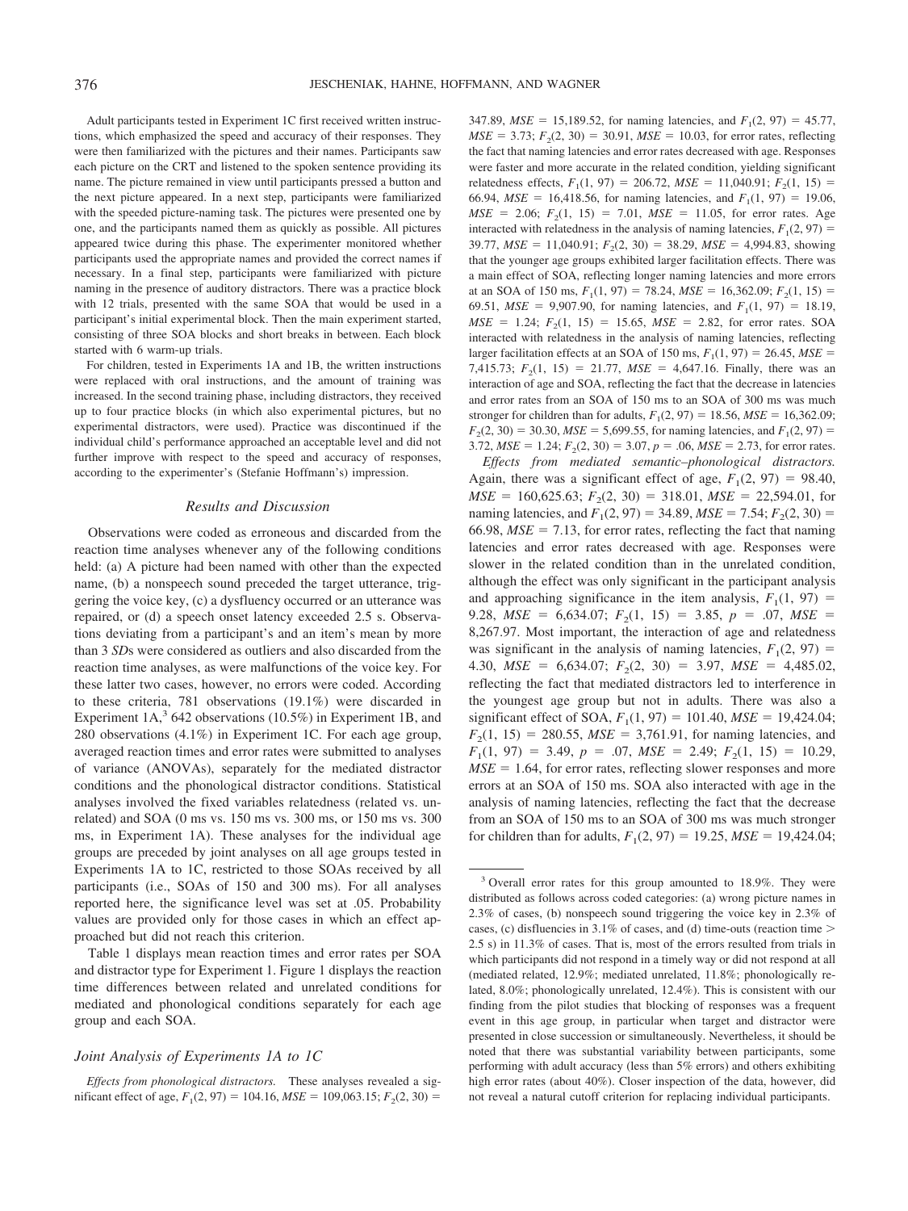Adult participants tested in Experiment 1C first received written instructions, which emphasized the speed and accuracy of their responses. They were then familiarized with the pictures and their names. Participants saw each picture on the CRT and listened to the spoken sentence providing its name. The picture remained in view until participants pressed a button and the next picture appeared. In a next step, participants were familiarized with the speeded picture-naming task. The pictures were presented one by one, and the participants named them as quickly as possible. All pictures appeared twice during this phase. The experimenter monitored whether participants used the appropriate names and provided the correct names if necessary. In a final step, participants were familiarized with picture naming in the presence of auditory distractors. There was a practice block with 12 trials, presented with the same SOA that would be used in a participant's initial experimental block. Then the main experiment started, consisting of three SOA blocks and short breaks in between. Each block started with 6 warm-up trials.

For children, tested in Experiments 1A and 1B, the written instructions were replaced with oral instructions, and the amount of training was increased. In the second training phase, including distractors, they received up to four practice blocks (in which also experimental pictures, but no experimental distractors, were used). Practice was discontinued if the individual child's performance approached an acceptable level and did not further improve with respect to the speed and accuracy of responses, according to the experimenter's (Stefanie Hoffmann's) impression.

## Results and Discussion

Observations were coded as erroneous and discarded from the reaction time analyses whenever any of the following conditions held: (a) A picture had been named with other than the expected name, (b) a nonspeech sound preceded the target utterance, triggering the voice key, (c) a dysfluency occurred or an utterance was repaired, or (d) a speech onset latency exceeded 2.5 s. Observations deviating from a participant's and an item's mean by more than 3 *SD*s were considered as outliers and also discarded from the reaction time analyses, as were malfunctions of the voice key. For these latter two cases, however, no errors were coded. According to these criteria, 781 observations (19.1%) were discarded in Experiment 1A,[3] 642 observations (10.5%) in Experiment 1B, and 280 observations (4.1%) in Experiment 1C. For each age group, averaged reaction times and error rates were submitted to analyses of variance (ANOVAs), separately for the mediated distractor conditions and the phonological distractor conditions. Statistical analyses involved the fixed variables relatedness (related vs. unrelated) and SOA (0 ms vs. 150 ms vs. 300 ms, or 150 ms vs. 300 ms, in Experiment 1A). These analyses for the individual age groups are preceded by joint analyses on all age groups tested in Experiments 1A to 1C, restricted to those SOAs received by all participants (i.e., SOAs of 150 and 300 ms). For all analyses reported here, the significance level was set at .05. Probability values are provided only for those cases in which an effect approached but did not reach this criterion.

Table 1 displays mean reaction times and error rates per SOA and distractor type for Experiment 1. Figure 1 displays the reaction time differences between related and unrelated conditions for mediated and phonological conditions separately for each age group and each SOA.

### Joint Analysis of Experiments 1A to 1C

*Effects from phonological distractors.* These analyses revealed a significant effect of age, $F_1(2, 97) = 104.16$, $MSE = 109{,}063.15$; $F_2(2, 30) = 347.89$, $MSE = 15{,}189.52$, for naming latencies, and $F_1(2, 97) = 45.77$, $MSE = 3.73$; $F_2(2, 30) = 30.91$, $MSE = 10.03$, for error rates, reflecting the fact that naming latencies and error rates decreased with age. Responses were faster and more accurate in the related condition, yielding significant relatedness effects, $F_1(1, 97) = 206.72$, $MSE = 11{,}040.91$; $F_2(1, 15) = 66.94$, $MSE = 16{,}418.56$, for naming latencies, and $F_1(1, 97) = 19.06$, $MSE = 2.06$; $F_2(1, 15) = 7.01$, $MSE = 11.05$, for error rates. Age interacted with relatedness in the analysis of naming latencies, $F_1(2, 97) = 39.77$, $MSE = 11{,}040.91$; $F_2(2, 30) = 38.29$, $MSE = 4{,}994.83$, showing that the younger age groups exhibited larger facilitation effects. There was a main effect of SOA, reflecting longer naming latencies and more errors at an SOA of 150 ms, $F_1(1, 97) = 78.24$, $MSE = 16{,}362.09$; $F_2(1, 15) = 69.51$, $MSE = 9{,}907.90$, for naming latencies, and $F_1(1, 97) = 18.19$, $MSE = 1.24$; $F_2(1, 15) = 15.65$, $MSE = 2.82$, for error rates. SOA interacted with relatedness in the analysis of naming latencies, reflecting larger facilitation effects at an SOA of 150 ms, $F_1(1, 97) = 26.45$, $MSE = 7{,}415.73$; $F_2(1, 15) = 21.77$, $MSE = 4{,}647.16$. Finally, there was an interaction of age and SOA, reflecting the fact that the decrease in latencies and error rates from an SOA of 150 ms to an SOA of 300 ms was much stronger for children than for adults, $F_1(2, 97) = 18.56$, $MSE = 16{,}362.09$; $F_2(2, 30) = 30.30$, $MSE = 5{,}699.55$, for naming latencies, and $F_1(2, 97) = 3.72$, $MSE = 1.24$; $F_2(2, 30) = 3.07$, $p = .06$, $MSE = 2.73$, for error rates.

*Effects from mediated semantic–phonological distractors.* Again, there was a significant effect of age, $F_1(2, 97) = 98.40$, $MSE = 160{,}625.63$; $F_2(2, 30) = 318.01$, $MSE = 22{,}594.01$, for naming latencies, and $F_1(2, 97) = 34.89$, $MSE = 7.54$; $F_2(2, 30) = 66.98$, $MSE = 7.13$, for error rates, reflecting the fact that naming latencies and error rates decreased with age. Responses were slower in the related condition than in the unrelated condition, although the effect was only significant in the participant analysis and approaching significance in the item analysis, $F_1(1, 97) = 9.28$, $MSE = 6{,}634.07$; $F_2(1, 15) = 3.85$, $p = .07$, $MSE = 8{,}267.97$. Most important, the interaction of age and relatedness was significant in the analysis of naming latencies, $F_1(2, 97) = 4.30$, $MSE = 6{,}634.07$; $F_2(2, 30) = 3.97$, $MSE = 4{,}485.02$, reflecting the fact that mediated distractors led to interference in the youngest age group but not in adults. There was also a significant effect of SOA, $F_1(1, 97) = 101.40$, $MSE = 19{,}424.04$; $F_2(1, 15) = 280.55$, $MSE = 3{,}761.91$, for naming latencies, and $F_1(1, 97) = 3.49$, $p = .07$, $MSE = 2.49$; $F_2(1, 15) = 10.29$, $MSE = 1.64$, for error rates, reflecting slower responses and more errors at an SOA of 150 ms. SOA also interacted with age in the analysis of naming latencies, reflecting the fact that the decrease from an SOA of 150 ms to an SOA of 300 ms was much stronger for children than for adults, $F_1(2, 97) = 19.25$, $MSE = 19{,}424.04$;

---

[3] Overall error rates for this group amounted to 18.9%. They were distributed as follows across coded categories: (a) wrong picture names in 2.3% of cases, (b) nonspeech sound triggering the voice key in 2.3% of cases, (c) disfluencies in 3.1% of cases, and (d) time-outs (reaction time > 2.5 s) in 11.3% of cases. That is, most of the errors resulted from trials in which participants did not respond in a timely way or did not respond at all (mediated related, 12.9%; mediated unrelated, 11.8%; phonologically related, 8.0%; phonologically unrelated, 12.4%). This is consistent with our finding from the pilot studies that blocking of responses was a frequent event in this age group, in particular when target and distractor were presented in close succession or simultaneously. Nevertheless, it should be noted that there was substantial variability between participants, some performing with adult accuracy (less than 5% errors) and others exhibiting high error rates (about 40%). Closer inspection of the data, however, did not reveal a natural cutoff criterion for replacing individual participants.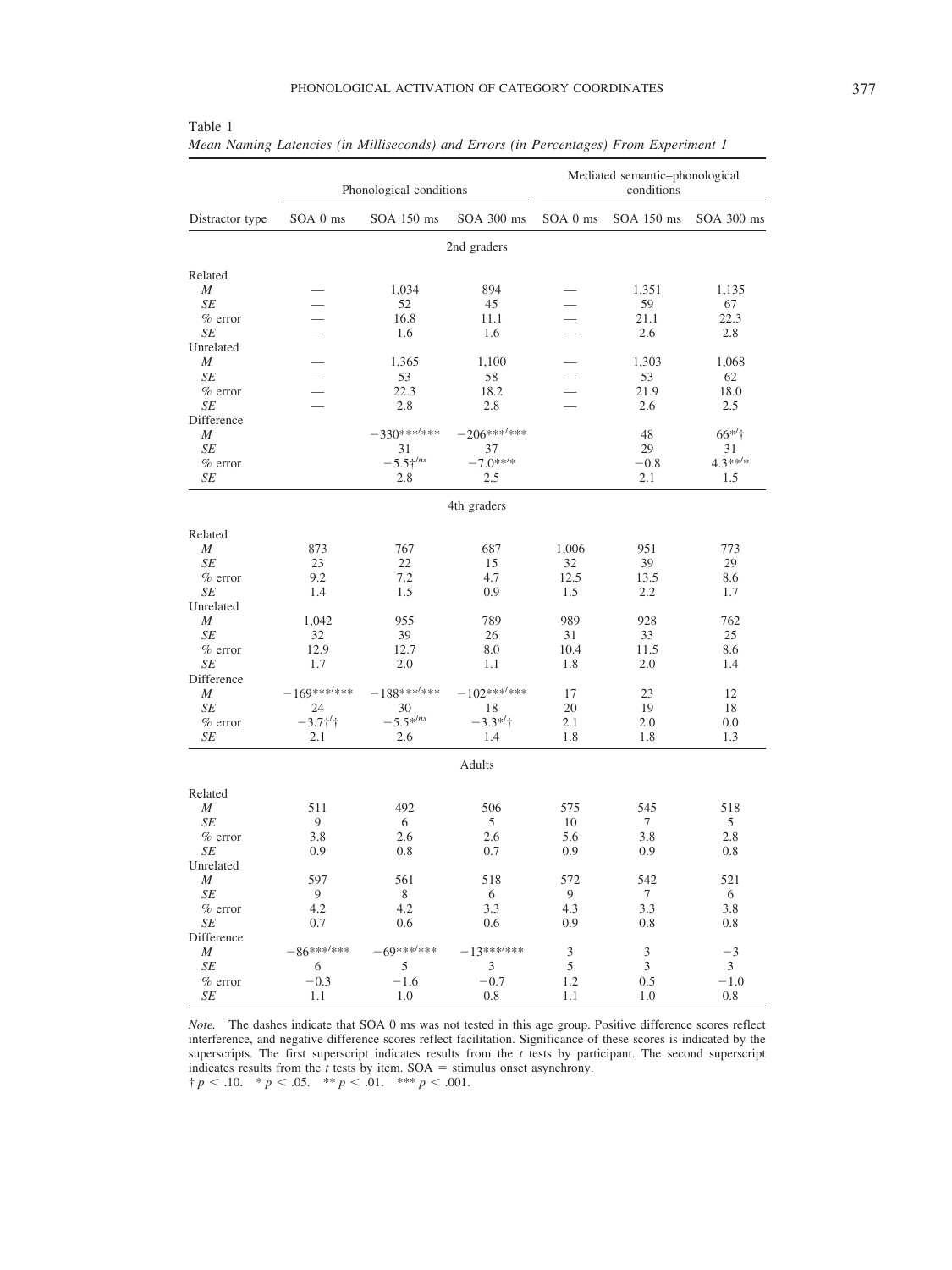Table 1

*Mean Naming Latencies (in Milliseconds) and Errors (in Percentages) From Experiment 1*

| | Phonological conditions | | | Mediated semantic–phonological conditions | | |
|---|---|---|---|---|---|---|
| Distractor type | SOA 0 ms | SOA 150 ms | SOA 300 ms | SOA 0 ms | SOA 150 ms | SOA 300 ms |
| **2nd graders** | | | | | | |
| Related | | | | | | |
| *M* | — | 1,034 | 894 | — | 1,351 | 1,135 |
| *SE* | — | 52 | 45 | — | 59 | 67 |
| % error | — | 16.8 | 11.1 | — | 21.1 | 22.3 |
| *SE* | — | 1.6 | 1.6 | — | 2.6 | 2.8 |
| Unrelated | | | | | | |
| *M* | — | 1,365 | 1,100 | — | 1,303 | 1,068 |
| *SE* | — | 53 | 58 | — | 53 | 62 |
| % error | — | 22.3 | 18.2 | — | 21.9 | 18.0 |
| *SE* | — | 2.8 | 2.8 | — | 2.6 | 2.5 |
| Difference | | | | | | |
| *M* | | −330***/*** | −206***/*** | | 48 | 66*/† |
| *SE* | | 31 | 37 | | 29 | 31 |
| % error | | −5.5†/ns | −7.0**/* | | −0.8 | 4.3**/* |
| *SE* | | 2.8 | 2.5 | | 2.1 | 1.5 |
| **4th graders** | | | | | | |
| Related | | | | | | |
| *M* | 873 | 767 | 687 | 1,006 | 951 | 773 |
| *SE* | 23 | 22 | 15 | 32 | 39 | 29 |
| % error | 9.2 | 7.2 | 4.7 | 12.5 | 13.5 | 8.6 |
| *SE* | 1.4 | 1.5 | 0.9 | 1.5 | 2.2 | 1.7 |
| Unrelated | | | | | | |
| *M* | 1,042 | 955 | 789 | 989 | 928 | 762 |
| *SE* | 32 | 39 | 26 | 31 | 33 | 25 |
| % error | 12.9 | 12.7 | 8.0 | 10.4 | 11.5 | 8.6 |
| *SE* | 1.7 | 2.0 | 1.1 | 1.8 | 2.0 | 1.4 |
| Difference | | | | | | |
| *M* | −169***/*** | −188***/*** | −102***/*** | 17 | 23 | 12 |
| *SE* | 24 | 30 | 18 | 20 | 19 | 18 |
| % error | −3.7†/† | −5.5*/ns | −3.3*/† | 2.1 | 2.0 | 0.0 |
| *SE* | 2.1 | 2.6 | 1.4 | 1.8 | 1.8 | 1.3 |
| **Adults** | | | | | | |
| Related | | | | | | |
| *M* | 511 | 492 | 506 | 575 | 545 | 518 |
| *SE* | 9 | 6 | 5 | 10 | 7 | 5 |
| % error | 3.8 | 2.6 | 2.6 | 5.6 | 3.8 | 2.8 |
| *SE* | 0.9 | 0.8 | 0.7 | 0.9 | 0.9 | 0.8 |
| Unrelated | | | | | | |
| *M* | 597 | 561 | 518 | 572 | 542 | 521 |
| *SE* | 9 | 8 | 6 | 9 | 7 | 6 |
| % error | 4.2 | 4.2 | 3.3 | 4.3 | 3.3 | 3.8 |
| *SE* | 0.7 | 0.6 | 0.6 | 0.9 | 0.8 | 0.8 |
| Difference | | | | | | |
| *M* | −86***/*** | −69***/*** | −13***/*** | 3 | 3 | −3 |
| *SE* | 6 | 5 | 3 | 5 | 3 | 3 |
| % error | −0.3 | −1.6 | −0.7 | 1.2 | 0.5 | −1.0 |
| *SE* | 1.1 | 1.0 | 0.8 | 1.1 | 1.0 | 0.8 |

*Note.* The dashes indicate that SOA 0 ms was not tested in this age group. Positive difference scores reflect interference, and negative difference scores reflect facilitation. Significance of these scores is indicated by the superscripts. The first superscript indicates results from the *t* tests by participant. The second superscript indicates results from the *t* tests by item. SOA = stimulus onset asynchrony.
† $p < .10$. * $p < .05$. ** $p < .01$. *** $p < .001$.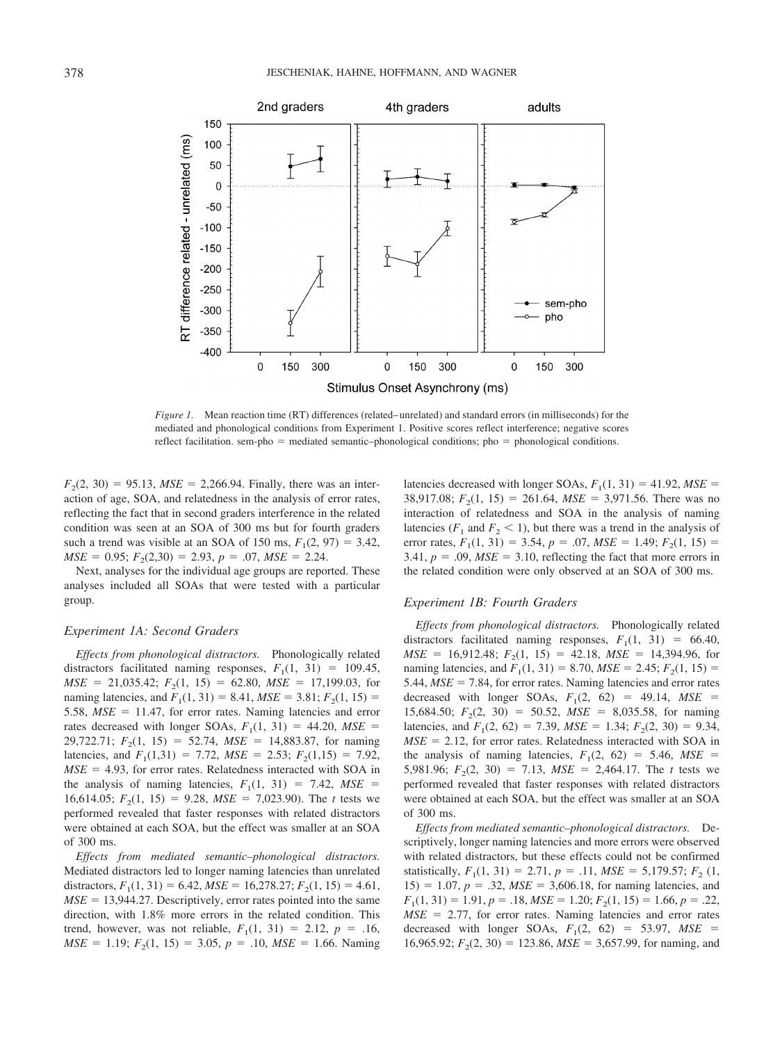*Figure 1.* Mean reaction time (RT) differences (related–unrelated) and standard errors (in milliseconds) for the mediated and phonological conditions from Experiment 1. Positive scores reflect interference; negative scores reflect facilitation. sem-pho = mediated semantic–phonological conditions; pho = phonological conditions.

$F_2(2, 30) = 95.13$, $MSE = 2{,}266.94$. Finally, there was an interaction of age, SOA, and relatedness in the analysis of error rates, reflecting the fact that in second graders interference in the related condition was seen at an SOA of 300 ms but for fourth graders such a trend was visible at an SOA of 150 ms, $F_1(2, 97) = 3.42$, $MSE = 0.95$; $F_2(2,30) = 2.93$, $p = .07$, $MSE = 2.24$.

Next, analyses for the individual age groups are reported. These analyses included all SOAs that were tested with a particular group.

### Experiment 1A: Second Graders

*Effects from phonological distractors.* Phonologically related distractors facilitated naming responses, $F_1(1, 31) = 109.45$, $MSE = 21{,}035.42$; $F_2(1, 15) = 62.80$, $MSE = 17{,}199.03$, for naming latencies, and $F_1(1, 31) = 8.41$, $MSE = 3.81$; $F_2(1, 15) = 5.58$, $MSE = 11.47$, for error rates. Naming latencies and error rates decreased with longer SOAs, $F_1(1, 31) = 44.20$, $MSE = 29{,}722.71$; $F_2(1, 15) = 52.74$, $MSE = 14{,}883.87$, for naming latencies, and $F_1(1,31) = 7.72$, $MSE = 2.53$; $F_2(1,15) = 7.92$, $MSE = 4.93$, for error rates. Relatedness interacted with SOA in the analysis of naming latencies, $F_1(1, 31) = 7.42$, $MSE = 16{,}614.05$; $F_2(1, 15) = 9.28$, $MSE = 7{,}023.90$). The *t* tests we performed revealed that faster responses with related distractors were obtained at each SOA, but the effect was smaller at an SOA of 300 ms.

*Effects from mediated semantic–phonological distractors.* Mediated distractors led to longer naming latencies than unrelated distractors, $F_1(1, 31) = 6.42$, $MSE = 16{,}278.27$; $F_2(1, 15) = 4.61$, $MSE = 13{,}944.27$. Descriptively, error rates pointed into the same direction, with 1.8% more errors in the related condition. This trend, however, was not reliable, $F_1(1, 31) = 2.12$, $p = .16$, $MSE = 1.19$; $F_2(1, 15) = 3.05$, $p = .10$, $MSE = 1.66$. Naming latencies decreased with longer SOAs, $F_1(1, 31) = 41.92$, $MSE = 38{,}917.08$; $F_2(1, 15) = 261.64$, $MSE = 3{,}971.56$. There was no interaction of relatedness and SOA in the analysis of naming latencies ($F_1$ and $F_2 < 1$), but there was a trend in the analysis of error rates, $F_1(1, 31) = 3.54$, $p = .07$, $MSE = 1.49$; $F_2(1, 15) = 3.41$, $p = .09$, $MSE = 3.10$, reflecting the fact that more errors in the related condition were only observed at an SOA of 300 ms.

### Experiment 1B: Fourth Graders

*Effects from phonological distractors.* Phonologically related distractors facilitated naming responses, $F_1(1, 31) = 66.40$, $MSE = 16{,}912.48$; $F_2(1, 15) = 42.18$, $MSE = 14{,}394.96$, for naming latencies, and $F_1(1, 31) = 8.70$, $MSE = 2.45$; $F_2(1, 15) = 5.44$, $MSE = 7.84$, for error rates. Naming latencies and error rates decreased with longer SOAs, $F_1(2, 62) = 49.14$, $MSE = 15{,}684.50$; $F_2(2, 30) = 50.52$, $MSE = 8{,}035.58$, for naming latencies, and $F_1(2, 62) = 7.39$, $MSE = 1.34$; $F_2(2, 30) = 9.34$, $MSE = 2.12$, for error rates. Relatedness interacted with SOA in the analysis of naming latencies, $F_1(2, 62) = 5.46$, $MSE = 5{,}981.96$; $F_2(2, 30) = 7.13$, $MSE = 2{,}464.17$. The *t* tests we performed revealed that faster responses with related distractors were obtained at each SOA, but the effect was smaller at an SOA of 300 ms.

*Effects from mediated semantic–phonological distractors.* Descriptively, longer naming latencies and more errors were observed with related distractors, but these effects could not be confirmed statistically, $F_1(1, 31) = 2.71$, $p = .11$, $MSE = 5{,}179.57$; $F_2(1, 15) = 1.07$, $p = .32$, $MSE = 3{,}606.18$, for naming latencies, and $F_1(1, 31) = 1.91$, $p = .18$, $MSE = 1.20$; $F_2(1, 15) = 1.66$, $p = .22$, $MSE = 2.77$, for error rates. Naming latencies and error rates decreased with longer SOAs, $F_1(2, 62) = 53.97$, $MSE = 16{,}965.92$; $F_2(2, 30) = 123.86$, $MSE = 3{,}657.99$, for naming, and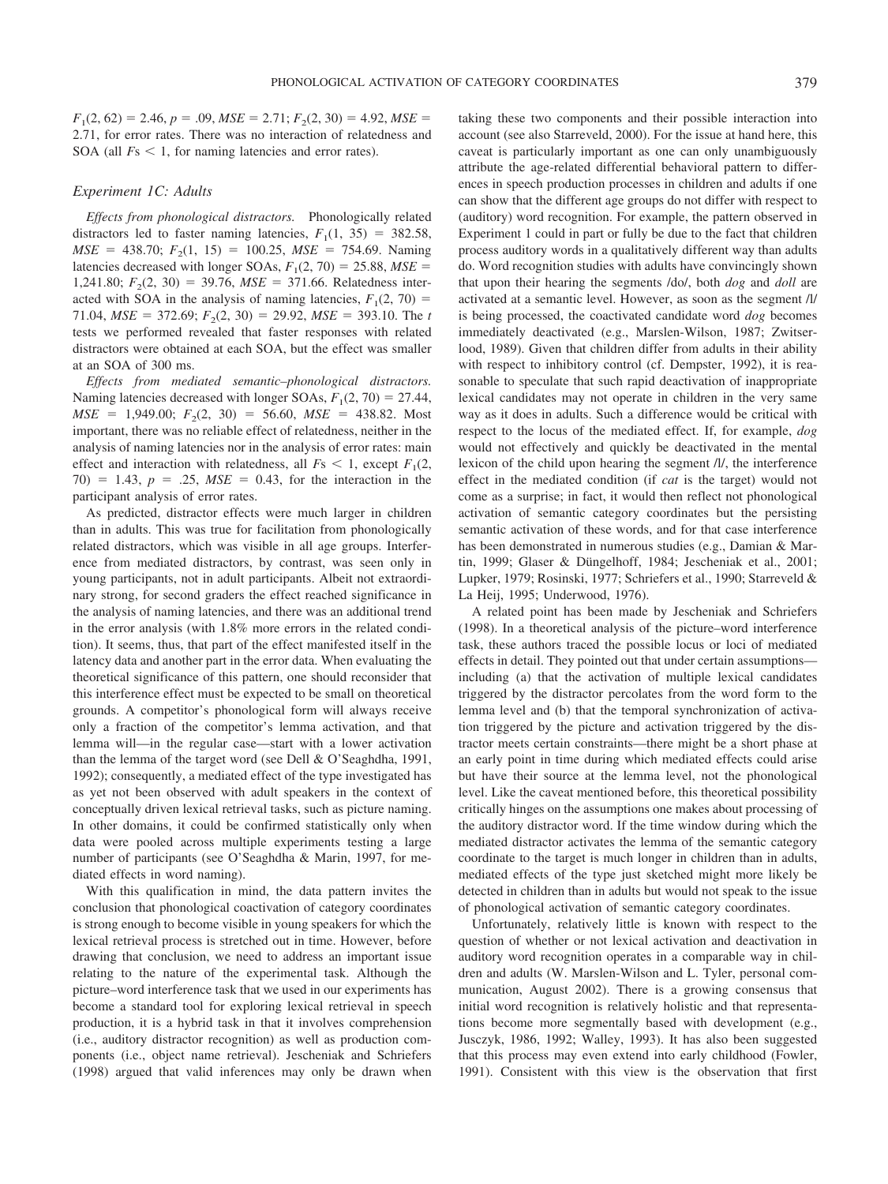$F_1(2, 62) = 2.46$, $p = .09$, $MSE = 2.71$; $F_2(2, 30) = 4.92$, $MSE = 2.71$, for error rates. There was no interaction of relatedness and SOA (all $F$s $< 1$, for naming latencies and error rates).

### Experiment 1C: Adults

*Effects from phonological distractors.* Phonologically related distractors led to faster naming latencies, $F_1(1, 35) = 382.58$, $MSE = 438.70$; $F_2(1, 15) = 100.25$, $MSE = 754.69$. Naming latencies decreased with longer SOAs, $F_1(2, 70) = 25.88$, $MSE = 1{,}241.80$; $F_2(2, 30) = 39.76$, $MSE = 371.66$. Relatedness interacted with SOA in the analysis of naming latencies, $F_1(2, 70) = 71.04$, $MSE = 372.69$; $F_2(2, 30) = 29.92$, $MSE = 393.10$. The *t* tests we performed revealed that faster responses with related distractors were obtained at each SOA, but the effect was smaller at an SOA of 300 ms.

*Effects from mediated semantic–phonological distractors.* Naming latencies decreased with longer SOAs, $F_1(2, 70) = 27.44$, $MSE = 1{,}949.00$; $F_2(2, 30) = 56.60$, $MSE = 438.82$. Most important, there was no reliable effect of relatedness, neither in the analysis of naming latencies nor in the analysis of error rates: main effect and interaction with relatedness, all $F$s $< 1$, except $F_1(2, 70) = 1.43$, $p = .25$, $MSE = 0.43$, for the interaction in the participant analysis of error rates.

As predicted, distractor effects were much larger in children than in adults. This was true for facilitation from phonologically related distractors, which was visible in all age groups. Interference from mediated distractors, by contrast, was seen only in young participants, not in adult participants. Albeit not extraordinary strong, for second graders the effect reached significance in the analysis of naming latencies, and there was an additional trend in the error analysis (with 1.8% more errors in the related condition). It seems, thus, that part of the effect manifested itself in the latency data and another part in the error data. When evaluating the theoretical significance of this pattern, one should reconsider that this interference effect must be expected to be small on theoretical grounds. A competitor's phonological form will always receive only a fraction of the competitor's lemma activation, and that lemma will—in the regular case—start with a lower activation than the lemma of the target word (see Dell & O'Seaghdha, 1991, 1992); consequently, a mediated effect of the type investigated has as yet not been observed with adult speakers in the context of conceptually driven lexical retrieval tasks, such as picture naming. In other domains, it could be confirmed statistically only when data were pooled across multiple experiments testing a large number of participants (see O'Seaghdha & Marin, 1997, for mediated effects in word naming).

With this qualification in mind, the data pattern invites the conclusion that phonological coactivation of category coordinates is strong enough to become visible in young speakers for which the lexical retrieval process is stretched out in time. However, before drawing that conclusion, we need to address an important issue relating to the nature of the experimental task. Although the picture–word interference task that we used in our experiments has become a standard tool for exploring lexical retrieval in speech production, it is a hybrid task in that it involves comprehension (i.e., auditory distractor recognition) as well as production components (i.e., object name retrieval). Jescheniak and Schriefers (1998) argued that valid inferences may only be drawn when taking these two components and their possible interaction into account (see also Starreveld, 2000). For the issue at hand here, this caveat is particularly important as one can only unambiguously attribute the age-related differential behavioral pattern to differences in speech production processes in children and adults if one can show that the different age groups do not differ with respect to (auditory) word recognition. For example, the pattern observed in Experiment 1 could in part or fully be due to the fact that children process auditory words in a qualitatively different way than adults do. Word recognition studies with adults have convincingly shown that upon their hearing the segments /do/, both *dog* and *doll* are activated at a semantic level. However, as soon as the segment /l/ is being processed, the coactivated candidate word *dog* becomes immediately deactivated (e.g., Marslen-Wilson, 1987; Zwitserlood, 1989). Given that children differ from adults in their ability with respect to inhibitory control (cf. Dempster, 1992), it is reasonable to speculate that such rapid deactivation of inappropriate lexical candidates may not operate in children in the very same way as it does in adults. Such a difference would be critical with respect to the locus of the mediated effect. If, for example, *dog* would not effectively and quickly be deactivated in the mental lexicon of the child upon hearing the segment /l/, the interference effect in the mediated condition (if *cat* is the target) would not come as a surprise; in fact, it would then reflect not phonological activation of semantic category coordinates but the persisting semantic activation of these words, and for that case interference has been demonstrated in numerous studies (e.g., Damian & Martin, 1999; Glaser & Düngelhoff, 1984; Jescheniak et al., 2001; Lupker, 1979; Rosinski, 1977; Schriefers et al., 1990; Starreveld & La Heij, 1995; Underwood, 1976).

A related point has been made by Jescheniak and Schriefers (1998). In a theoretical analysis of the picture–word interference task, these authors traced the possible locus or loci of mediated effects in detail. They pointed out that under certain assumptions—including (a) that the activation of multiple lexical candidates triggered by the distractor percolates from the word form to the lemma level and (b) that the temporal synchronization of activation triggered by the picture and activation triggered by the distractor meets certain constraints—there might be a short phase at an early point in time during which mediated effects could arise but have their source at the lemma level, not the phonological level. Like the caveat mentioned before, this theoretical possibility critically hinges on the assumptions one makes about processing of the auditory distractor word. If the time window during which the mediated distractor activates the lemma of the semantic category coordinate to the target is much longer in children than in adults, mediated effects of the type just sketched might more likely be detected in children than in adults but would not speak to the issue of phonological activation of semantic category coordinates.

Unfortunately, relatively little is known with respect to the question of whether or not lexical activation and deactivation in auditory word recognition operates in a comparable way in children and adults (W. Marslen-Wilson and L. Tyler, personal communication, August 2002). There is a growing consensus that initial word recognition is relatively holistic and that representations become more segmentally based with development (e.g., Jusczyk, 1986, 1992; Walley, 1993). It has also been suggested that this process may even extend into early childhood (Fowler, 1991). Consistent with this view is the observation that first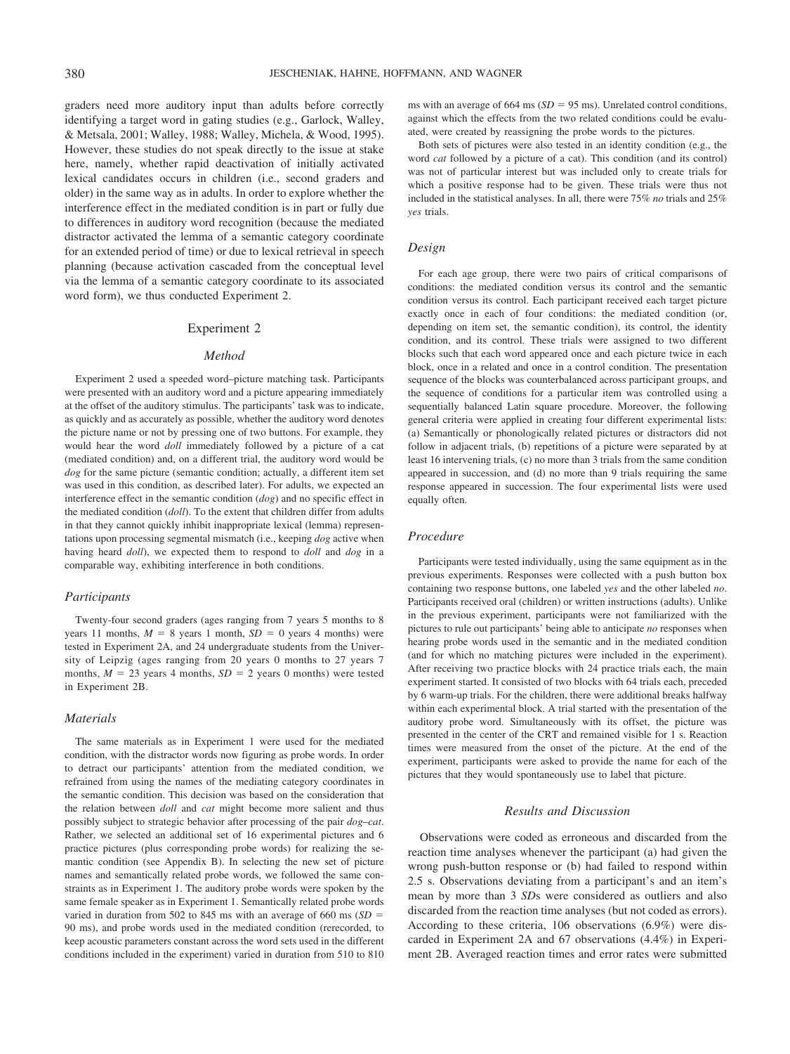graders need more auditory input than adults before correctly identifying a target word in gating studies (e.g., Garlock, Walley, & Metsala, 2001; Walley, 1988; Walley, Michela, & Wood, 1995). However, these studies do not speak directly to the issue at stake here, namely, whether rapid deactivation of initially activated lexical candidates occurs in children (i.e., second graders and older) in the same way as in adults. In order to explore whether the interference effect in the mediated condition is in part or fully due to differences in auditory word recognition (because the mediated distractor activated the lemma of a semantic category coordinate for an extended period of time) or due to lexical retrieval in speech planning (because activation cascaded from the conceptual level via the lemma of a semantic category coordinate to its associated word form), we thus conducted Experiment 2.

## Experiment 2

### Method

Experiment 2 used a speeded word–picture matching task. Participants were presented with an auditory word and a picture appearing immediately at the offset of the auditory stimulus. The participants' task was to indicate, as quickly and as accurately as possible, whether the auditory word denotes the picture name or not by pressing one of two buttons. For example, they would hear the word *doll* immediately followed by a picture of a cat (mediated condition) and, on a different trial, the auditory word would be *dog* for the same picture (semantic condition; actually, a different item set was used in this condition, as described later). For adults, we expected an interference effect in the semantic condition (*dog*) and no specific effect in the mediated condition (*doll*). To the extent that children differ from adults in that they cannot quickly inhibit inappropriate lexical (lemma) representations upon processing segmental mismatch (i.e., keeping *dog* active when having heard *doll*), we expected them to respond to *doll* and *dog* in a comparable way, exhibiting interference in both conditions.

### Participants

Twenty-four second graders (ages ranging from 7 years 5 months to 8 years 11 months, $M$ = 8 years 1 month, $SD$ = 0 years 4 months) were tested in Experiment 2A, and 24 undergraduate students from the University of Leipzig (ages ranging from 20 years 0 months to 27 years 7 months, $M$ = 23 years 4 months, $SD$ = 2 years 0 months) were tested in Experiment 2B.

### Materials

The same materials as in Experiment 1 were used for the mediated condition, with the distractor words now figuring as probe words. In order to detract our participants' attention from the mediated condition, we refrained from using the names of the mediating category coordinates in the semantic condition. This decision was based on the consideration that the relation between *doll* and *cat* might become more salient and thus possibly subject to strategic behavior after processing of the pair *dog*–*cat*. Rather, we selected an additional set of 16 experimental pictures and 6 practice pictures (plus corresponding probe words) for realizing the semantic condition (see Appendix B). In selecting the new set of picture names and semantically related probe words, we followed the same constraints as in Experiment 1. The auditory probe words were spoken by the same female speaker as in Experiment 1. Semantically related probe words varied in duration from 502 to 845 ms with an average of 660 ms ($SD$ = 90 ms), and probe words used in the mediated condition (rerecorded, to keep acoustic parameters constant across the word sets used in the different conditions included in the experiment) varied in duration from 510 to 810 ms with an average of 664 ms ($SD$ = 95 ms). Unrelated control conditions, against which the effects from the two related conditions could be evaluated, were created by reassigning the probe words to the pictures.

Both sets of pictures were also tested in an identity condition (e.g., the word *cat* followed by a picture of a cat). This condition (and its control) was not of particular interest but was included only to create trials for which a positive response had to be given. These trials were thus not included in the statistical analyses. In all, there were 75% *no* trials and 25% *yes* trials.

### Design

For each age group, there were two pairs of critical comparisons of conditions: the mediated condition versus its control and the semantic condition versus its control. Each participant received each target picture exactly once in each of four conditions: the mediated condition (or, depending on item set, the semantic condition), its control, the identity condition, and its control. These trials were assigned to two different blocks such that each word appeared once and each picture twice in each block, once in a related and once in a control condition. The presentation sequence of the blocks was counterbalanced across participant groups, and the sequence of conditions for a particular item was controlled using a sequentially balanced Latin square procedure. Moreover, the following general criteria were applied in creating four different experimental lists: (a) Semantically or phonologically related pictures or distractors did not follow in adjacent trials, (b) repetitions of a picture were separated by at least 16 intervening trials, (c) no more than 3 trials from the same condition appeared in succession, and (d) no more than 9 trials requiring the same response appeared in succession. The four experimental lists were used equally often.

### Procedure

Participants were tested individually, using the same equipment as in the previous experiments. Responses were collected with a push button box containing two response buttons, one labeled *yes* and the other labeled *no*. Participants received oral (children) or written instructions (adults). Unlike in the previous experiment, participants were not familiarized with the pictures to rule out participants' being able to anticipate *no* responses when hearing probe words used in the semantic and in the mediated condition (and for which no matching pictures were included in the experiment). After receiving two practice blocks with 24 practice trials each, the main experiment started. It consisted of two blocks with 64 trials each, preceded by 6 warm-up trials. For the children, there were additional breaks halfway within each experimental block. A trial started with the presentation of the auditory probe word. Simultaneously with its offset, the picture was presented in the center of the CRT and remained visible for 1 s. Reaction times were measured from the onset of the picture. At the end of the experiment, participants were asked to provide the name for each of the pictures that they would spontaneously use to label that picture.

### Results and Discussion

Observations were coded as erroneous and discarded from the reaction time analyses whenever the participant (a) had given the wrong push-button response or (b) had failed to respond within 2.5 s. Observations deviating from a participant's and an item's mean by more than 3 $SD$s were considered as outliers and also discarded from the reaction time analyses (but not coded as errors). According to these criteria, 106 observations (6.9%) were discarded in Experiment 2A and 67 observations (4.4%) in Experiment 2B. Averaged reaction times and error rates were submitted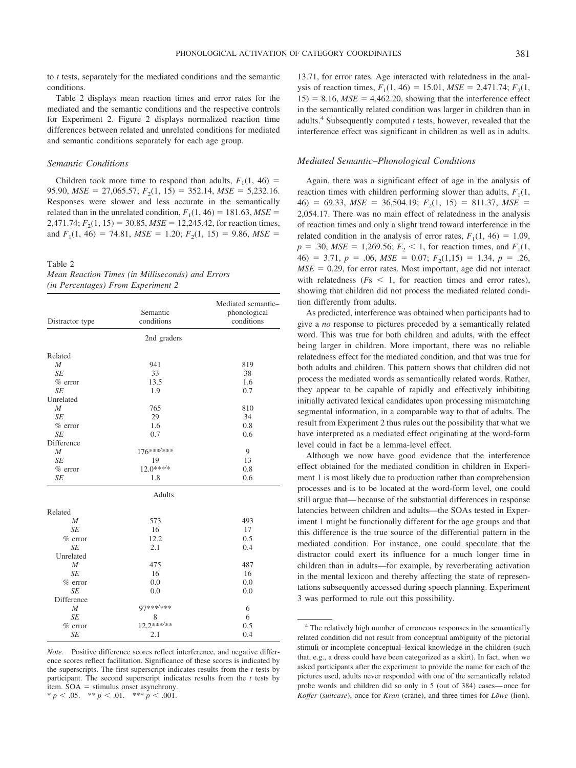to *t* tests, separately for the mediated conditions and the semantic conditions.

Table 2 displays mean reaction times and error rates for the mediated and the semantic conditions and the respective controls for Experiment 2. Figure 2 displays normalized reaction time differences between related and unrelated conditions for mediated and semantic conditions separately for each age group.

### *Semantic Conditions*

Children took more time to respond than adults, $F_1(1, 46) = 95.90$, $MSE = 27{,}065.57$; $F_2(1, 15) = 352.14$, $MSE = 5{,}232.16$. Responses were slower and less accurate in the semantically related than in the unrelated condition, $F_1(1, 46) = 181.63$, $MSE = 2{,}471.74$; $F_2(1, 15) = 30.85$, $MSE = 12{,}245.42$, for reaction times, and $F_1(1, 46) = 74.81$, $MSE = 1.20$; $F_2(1, 15) = 9.86$, $MSE = 13.71$, for error rates. Age interacted with relatedness in the analysis of reaction times, $F_1(1, 46) = 15.01$, $MSE = 2{,}471.74$; $F_2(1, 15) = 8.16$, $MSE = 4{,}462.20$, showing that the interference effect in the semantically related condition was larger in children than in adults.[4] Subsequently computed *t* tests, however, revealed that the interference effect was significant in children as well as in adults.

Table 2
*Mean Reaction Times (in Milliseconds) and Errors (in Percentages) From Experiment 2*

| Distractor type | Semantic conditions | Mediated semantic–phonological conditions |
|---|---|---|
| | 2nd graders | |
| Related | | |
| *M* | 941 | 819 |
| *SE* | 33 | 38 |
| % error | 13.5 | 1.6 |
| *SE* | 1.9 | 0.7 |
| Unrelated | | |
| *M* | 765 | 810 |
| *SE* | 29 | 34 |
| % error | 1.6 | 0.8 |
| *SE* | 0.7 | 0.6 |
| Difference | | |
| *M* | 176***/*** | 9 |
| *SE* | 19 | 13 |
| % error | 12.0***/* | 0.8 |
| *SE* | 1.8 | 0.6 |
| | Adults | |
| Related | | |
| *M* | 573 | 493 |
| *SE* | 16 | 17 |
| % error | 12.2 | 0.5 |
| *SE* | 2.1 | 0.4 |
| Unrelated | | |
| *M* | 475 | 487 |
| *SE* | 16 | 16 |
| % error | 0.0 | 0.0 |
| *SE* | 0.0 | 0.0 |
| Difference | | |
| *M* | 97***/*** | 6 |
| *SE* | 8 | 6 |
| % error | 12.2***/** | 0.5 |
| *SE* | 2.1 | 0.4 |

*Note.* Positive difference scores reflect interference, and negative difference scores reflect facilitation. Significance of these scores is indicated by the superscripts. The first superscript indicates results from the *t* tests by participant. The second superscript indicates results from the *t* tests by item. SOA = stimulus onset asynchrony.
* $p < .05$. ** $p < .01$. *** $p < .001$.

### *Mediated Semantic–Phonological Conditions*

Again, there was a significant effect of age in the analysis of reaction times with children performing slower than adults, $F_1(1, 46) = 69.33$, $MSE = 36{,}504.19$; $F_2(1, 15) = 811.37$, $MSE = 2{,}054.17$. There was no main effect of relatedness in the analysis of reaction times and only a slight trend toward interference in the related condition in the analysis of error rates, $F_1(1, 46) = 1.09$, $p = .30$, $MSE = 1{,}269.56$; $F_2 < 1$, for reaction times, and $F_1(1, 46) = 3.71$, $p = .06$, $MSE = 0.07$; $F_2(1,15) = 1.34$, $p = .26$, $MSE = 0.29$, for error rates. Most important, age did not interact with relatedness ($F$s $< 1$, for reaction times and error rates), showing that children did not process the mediated related condition differently from adults.

As predicted, interference was obtained when participants had to give a *no* response to pictures preceded by a semantically related word. This was true for both children and adults, with the effect being larger in children. More important, there was no reliable relatedness effect for the mediated condition, and that was true for both adults and children. This pattern shows that children did not process the mediated words as semantically related words. Rather, they appear to be capable of rapidly and effectively inhibiting initially activated lexical candidates upon processing mismatching segmental information, in a comparable way to that of adults. The result from Experiment 2 thus rules out the possibility that what we have interpreted as a mediated effect originating at the word-form level could in fact be a lemma-level effect.

Although we now have good evidence that the interference effect obtained for the mediated condition in children in Experiment 1 is most likely due to production rather than comprehension processes and is to be located at the word-form level, one could still argue that—because of the substantial differences in response latencies between children and adults—the SOAs tested in Experiment 1 might be functionally different for the age groups and that this difference is the true source of the differential pattern in the mediated condition. For instance, one could speculate that the distractor could exert its influence for a much longer time in children than in adults—for example, by reverberating activation in the mental lexicon and thereby affecting the state of representations subsequently accessed during speech planning. Experiment 3 was performed to rule out this possibility.

[4] The relatively high number of erroneous responses in the semantically related condition did not result from conceptual ambiguity of the pictorial stimuli or incomplete conceptual–lexical knowledge in the children (such that, e.g., a dress could have been categorized as a skirt). In fact, when we asked participants after the experiment to provide the name for each of the pictures used, adults never responded with one of the semantically related probe words and children did so only in 5 (out of 384) cases—once for *Koffer* (*suitcase*), once for *Kran* (crane), and three times for *Löwe* (lion).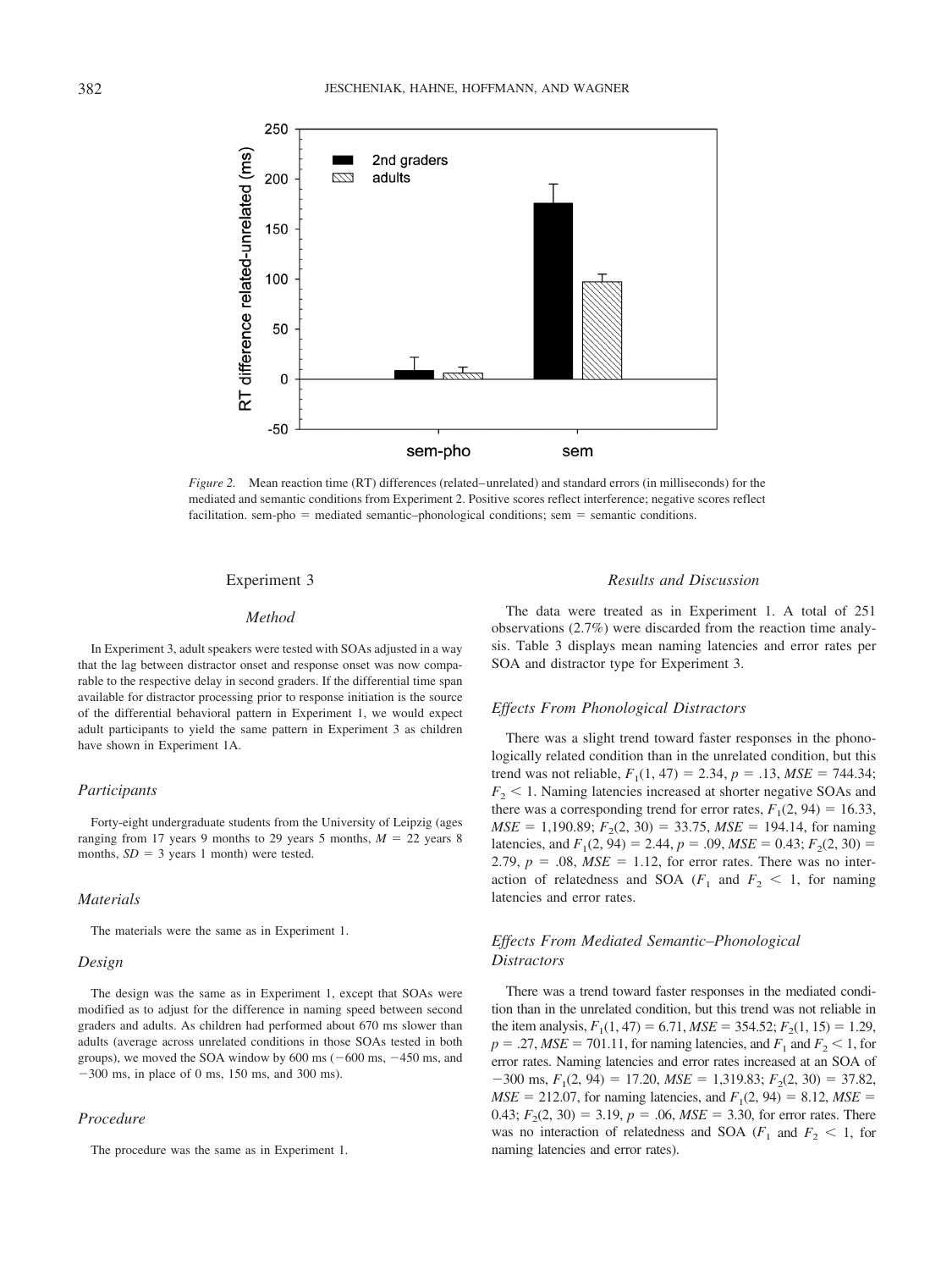*Figure 2.* Mean reaction time (RT) differences (related–unrelated) and standard errors (in milliseconds) for the mediated and semantic conditions from Experiment 2. Positive scores reflect interference; negative scores reflect facilitation. sem-pho = mediated semantic–phonological conditions; sem = semantic conditions.

## Experiment 3

### *Method*

In Experiment 3, adult speakers were tested with SOAs adjusted in a way that the lag between distractor onset and response onset was now comparable to the respective delay in second graders. If the differential time span available for distractor processing prior to response initiation is the source of the differential behavioral pattern in Experiment 1, we would expect adult participants to yield the same pattern in Experiment 3 as children have shown in Experiment 1A.

### *Participants*

Forty-eight undergraduate students from the University of Leipzig (ages ranging from 17 years 9 months to 29 years 5 months, $M$ = 22 years 8 months, $SD$ = 3 years 1 month) were tested.

### *Materials*

The materials were the same as in Experiment 1.

### *Design*

The design was the same as in Experiment 1, except that SOAs were modified as to adjust for the difference in naming speed between second graders and adults. As children had performed about 670 ms slower than adults (average across unrelated conditions in those SOAs tested in both groups), we moved the SOA window by 600 ms (−600 ms, −450 ms, and −300 ms, in place of 0 ms, 150 ms, and 300 ms).

### *Procedure*

The procedure was the same as in Experiment 1.

### *Results and Discussion*

The data were treated as in Experiment 1. A total of 251 observations (2.7%) were discarded from the reaction time analysis. Table 3 displays mean naming latencies and error rates per SOA and distractor type for Experiment 3.

### *Effects From Phonological Distractors*

There was a slight trend toward faster responses in the phonologically related condition than in the unrelated condition, but this trend was not reliable, $F_1(1, 47) = 2.34$, $p = .13$, $MSE = 744.34$; $F_2 < 1$. Naming latencies increased at shorter negative SOAs and there was a corresponding trend for error rates, $F_1(2, 94) = 16.33$, $MSE = 1{,}190.89$; $F_2(2, 30) = 33.75$, $MSE = 194.14$, for naming latencies, and $F_1(2, 94) = 2.44$, $p = .09$, $MSE = 0.43$; $F_2(2, 30) = 2.79$, $p = .08$, $MSE = 1.12$, for error rates. There was no interaction of relatedness and SOA ($F_1$ and $F_2 < 1$, for naming latencies and error rates.

### *Effects From Mediated Semantic–Phonological Distractors*

There was a trend toward faster responses in the mediated condition than in the unrelated condition, but this trend was not reliable in the item analysis, $F_1(1, 47) = 6.71$, $MSE = 354.52$; $F_2(1, 15) = 1.29$, $p = .27$, $MSE = 701.11$, for naming latencies, and $F_1$ and $F_2 < 1$, for error rates. Naming latencies and error rates increased at an SOA of −300 ms, $F_1(2, 94) = 17.20$, $MSE = 1{,}319.83$; $F_2(2, 30) = 37.82$, $MSE = 212.07$, for naming latencies, and $F_1(2, 94) = 8.12$, $MSE = 0.43$; $F_2(2, 30) = 3.19$, $p = .06$, $MSE = 3.30$, for error rates. There was no interaction of relatedness and SOA ($F_1$ and $F_2 < 1$, for naming latencies and error rates).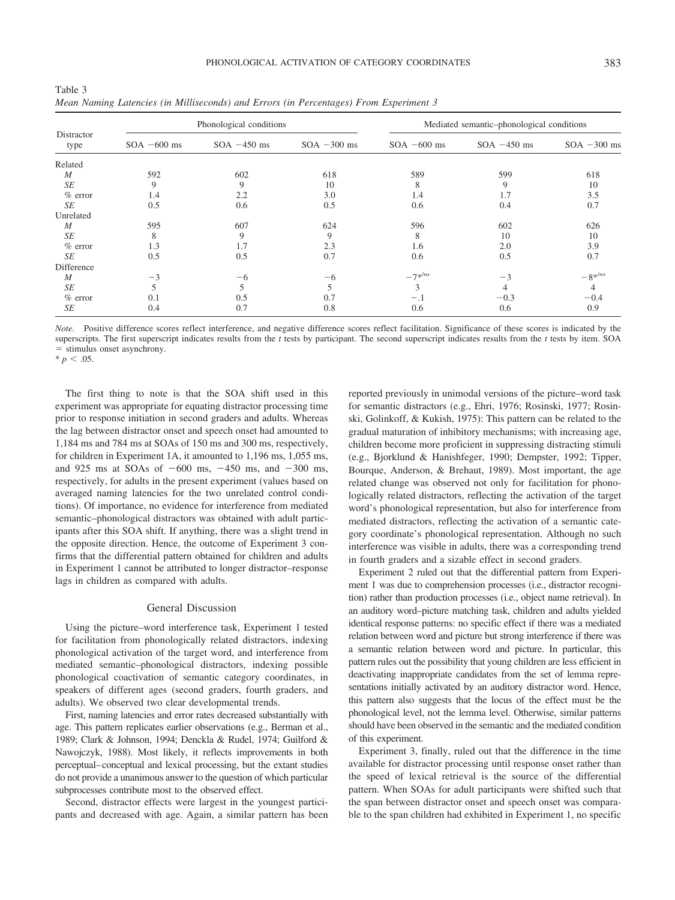Table 3
*Mean Naming Latencies (in Milliseconds) and Errors (in Percentages) From Experiment 3*

| Distractor type | Phonological conditions | | | Mediated semantic–phonological conditions | | |
|---|---|---|---|---|---|---|
| | SOA −600 ms | SOA −450 ms | SOA −300 ms | SOA −600 ms | SOA −450 ms | SOA −300 ms |
| Related | | | | | | |
| *M* | 592 | 602 | 618 | 589 | 599 | 618 |
| *SE* | 9 | 9 | 10 | 8 | 9 | 10 |
| % error | 1.4 | 2.2 | 3.0 | 1.4 | 1.7 | 3.5 |
| *SE* | 0.5 | 0.6 | 0.5 | 0.6 | 0.4 | 0.7 |
| Unrelated | | | | | | |
| *M* | 595 | 607 | 624 | 596 | 602 | 626 |
| *SE* | 8 | 9 | 9 | 8 | 10 | 10 |
| % error | 1.3 | 1.7 | 2.3 | 1.6 | 2.0 | 3.9 |
| *SE* | 0.5 | 0.5 | 0.7 | 0.6 | 0.5 | 0.7 |
| Difference | | | | | | |
| *M* | −3 | −6 | −6 | $-7^{*/ns}$ | −3 | $-8^{*/ns}$ |
| *SE* | 5 | 5 | 5 | 3 | 4 | 4 |
| % error | 0.1 | 0.5 | 0.7 | −.1 | −0.3 | −0.4 |
| *SE* | 0.4 | 0.7 | 0.8 | 0.6 | 0.6 | 0.9 |

*Note.* Positive difference scores reflect interference, and negative difference scores reflect facilitation. Significance of these scores is indicated by the superscripts. The first superscript indicates results from the *t* tests by participant. The second superscript indicates results from the *t* tests by item. SOA = stimulus onset asynchrony.
$^{*}$ $p < .05$.

The first thing to note is that the SOA shift used in this experiment was appropriate for equating distractor processing time prior to response initiation in second graders and adults. Whereas the lag between distractor onset and speech onset had amounted to 1,184 ms and 784 ms at SOAs of 150 ms and 300 ms, respectively, for children in Experiment 1A, it amounted to 1,196 ms, 1,055 ms, and 925 ms at SOAs of −600 ms, −450 ms, and −300 ms, respectively, for adults in the present experiment (values based on averaged naming latencies for the two unrelated control conditions). Of importance, no evidence for interference from mediated semantic–phonological distractors was obtained with adult participants after this SOA shift. If anything, there was a slight trend in the opposite direction. Hence, the outcome of Experiment 3 confirms that the differential pattern obtained for children and adults in Experiment 1 cannot be attributed to longer distractor–response lags in children as compared with adults.

## General Discussion

Using the picture–word interference task, Experiment 1 tested for facilitation from phonologically related distractors, indexing phonological activation of the target word, and interference from mediated semantic–phonological distractors, indexing possible phonological coactivation of semantic category coordinates, in speakers of different ages (second graders, fourth graders, and adults). We observed two clear developmental trends.

First, naming latencies and error rates decreased substantially with age. This pattern replicates earlier observations (e.g., Berman et al., 1989; Clark & Johnson, 1994; Denckla & Rudel, 1974; Guilford & Nawojczyk, 1988). Most likely, it reflects improvements in both perceptual–conceptual and lexical processing, but the extant studies do not provide a unanimous answer to the question of which particular subprocesses contribute most to the observed effect.

Second, distractor effects were largest in the youngest participants and decreased with age. Again, a similar pattern has been reported previously in unimodal versions of the picture–word task for semantic distractors (e.g., Ehri, 1976; Rosinski, 1977; Rosinski, Golinkoff, & Kukish, 1975): This pattern can be related to the gradual maturation of inhibitory mechanisms; with increasing age, children become more proficient in suppressing distracting stimuli (e.g., Bjorklund & Hanishfeger, 1990; Dempster, 1992; Tipper, Bourque, Anderson, & Brehaut, 1989). Most important, the age related change was observed not only for facilitation for phonologically related distractors, reflecting the activation of the target word's phonological representation, but also for interference from mediated distractors, reflecting the activation of a semantic category coordinate's phonological representation. Although no such interference was visible in adults, there was a corresponding trend in fourth graders and a sizable effect in second graders.

Experiment 2 ruled out that the differential pattern from Experiment 1 was due to comprehension processes (i.e., distractor recognition) rather than production processes (i.e., object name retrieval). In an auditory word–picture matching task, children and adults yielded identical response patterns: no specific effect if there was a mediated relation between word and picture but strong interference if there was a semantic relation between word and picture. In particular, this pattern rules out the possibility that young children are less efficient in deactivating inappropriate candidates from the set of lemma representations initially activated by an auditory distractor word. Hence, this pattern also suggests that the locus of the effect must be the phonological level, not the lemma level. Otherwise, similar patterns should have been observed in the semantic and the mediated condition of this experiment.

Experiment 3, finally, ruled out that the difference in the time available for distractor processing until response onset rather than the speed of lexical retrieval is the source of the differential pattern. When SOAs for adult participants were shifted such that the span between distractor onset and speech onset was comparable to the span children had exhibited in Experiment 1, no specific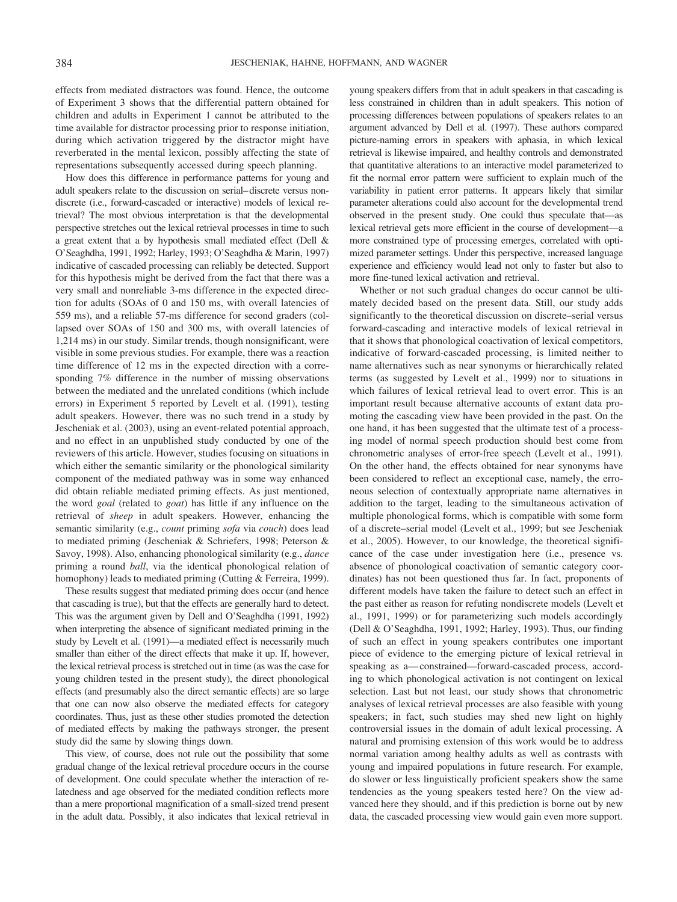effects from mediated distractors was found. Hence, the outcome of Experiment 3 shows that the differential pattern obtained for children and adults in Experiment 1 cannot be attributed to the time available for distractor processing prior to response initiation, during which activation triggered by the distractor might have reverberated in the mental lexicon, possibly affecting the state of representations subsequently accessed during speech planning.

How does this difference in performance patterns for young and adult speakers relate to the discussion on serial–discrete versus nondiscrete (i.e., forward-cascaded or interactive) models of lexical retrieval? The most obvious interpretation is that the developmental perspective stretches out the lexical retrieval processes in time to such a great extent that a by hypothesis small mediated effect (Dell & O'Seaghdha, 1991, 1992; Harley, 1993; O'Seaghdha & Marin, 1997) indicative of cascaded processing can reliably be detected. Support for this hypothesis might be derived from the fact that there was a very small and nonreliable 3-ms difference in the expected direction for adults (SOAs of 0 and 150 ms, with overall latencies of 559 ms), and a reliable 57-ms difference for second graders (collapsed over SOAs of 150 and 300 ms, with overall latencies of 1,214 ms) in our study. Similar trends, though nonsignificant, were visible in some previous studies. For example, there was a reaction time difference of 12 ms in the expected direction with a corresponding 7% difference in the number of missing observations between the mediated and the unrelated conditions (which include errors) in Experiment 5 reported by Levelt et al. (1991), testing adult speakers. However, there was no such trend in a study by Jescheniak et al. (2003), using an event-related potential approach, and no effect in an unpublished study conducted by one of the reviewers of this article. However, studies focusing on situations in which either the semantic similarity or the phonological similarity component of the mediated pathway was in some way enhanced did obtain reliable mediated priming effects. As just mentioned, the word *goal* (related to *goat*) has little if any influence on the retrieval of *sheep* in adult speakers. However, enhancing the semantic similarity (e.g., *count* priming *sofa* via *couch*) does lead to mediated priming (Jescheniak & Schriefers, 1998; Peterson & Savoy, 1998). Also, enhancing phonological similarity (e.g., *dance* priming a round *ball*, via the identical phonological relation of homophony) leads to mediated priming (Cutting & Ferreira, 1999).

These results suggest that mediated priming does occur (and hence that cascading is true), but that the effects are generally hard to detect. This was the argument given by Dell and O'Seaghdha (1991, 1992) when interpreting the absence of significant mediated priming in the study by Levelt et al. (1991)—a mediated effect is necessarily much smaller than either of the direct effects that make it up. If, however, the lexical retrieval process is stretched out in time (as was the case for young children tested in the present study), the direct phonological effects (and presumably also the direct semantic effects) are so large that one can now also observe the mediated effects for category coordinates. Thus, just as these other studies promoted the detection of mediated effects by making the pathways stronger, the present study did the same by slowing things down.

This view, of course, does not rule out the possibility that some gradual change of the lexical retrieval procedure occurs in the course of development. One could speculate whether the interaction of relatedness and age observed for the mediated condition reflects more than a mere proportional magnification of a small-sized trend present in the adult data. Possibly, it also indicates that lexical retrieval in young speakers differs from that in adult speakers in that cascading is less constrained in children than in adult speakers. This notion of processing differences between populations of speakers relates to an argument advanced by Dell et al. (1997). These authors compared picture-naming errors in speakers with aphasia, in which lexical retrieval is likewise impaired, and healthy controls and demonstrated that quantitative alterations to an interactive model parameterized to fit the normal error pattern were sufficient to explain much of the variability in patient error patterns. It appears likely that similar parameter alterations could also account for the developmental trend observed in the present study. One could thus speculate that—as lexical retrieval gets more efficient in the course of development—a more constrained type of processing emerges, correlated with optimized parameter settings. Under this perspective, increased language experience and efficiency would lead not only to faster but also to more fine-tuned lexical activation and retrieval.

Whether or not such gradual changes do occur cannot be ultimately decided based on the present data. Still, our study adds significantly to the theoretical discussion on discrete–serial versus forward-cascading and interactive models of lexical retrieval in that it shows that phonological coactivation of lexical competitors, indicative of forward-cascaded processing, is limited neither to name alternatives such as near synonyms or hierarchically related terms (as suggested by Levelt et al., 1999) nor to situations in which failures of lexical retrieval lead to overt error. This is an important result because alternative accounts of extant data promoting the cascading view have been provided in the past. On the one hand, it has been suggested that the ultimate test of a processing model of normal speech production should best come from chronometric analyses of error-free speech (Levelt et al., 1991). On the other hand, the effects obtained for near synonyms have been considered to reflect an exceptional case, namely, the erroneous selection of contextually appropriate name alternatives in addition to the target, leading to the simultaneous activation of multiple phonological forms, which is compatible with some form of a discrete–serial model (Levelt et al., 1999; but see Jescheniak et al., 2005). However, to our knowledge, the theoretical significance of the case under investigation here (i.e., presence vs. absence of phonological coactivation of semantic category coordinates) has not been questioned thus far. In fact, proponents of different models have taken the failure to detect such an effect in the past either as reason for refuting nondiscrete models (Levelt et al., 1991, 1999) or for parameterizing such models accordingly (Dell & O'Seaghdha, 1991, 1992; Harley, 1993). Thus, our finding of such an effect in young speakers contributes one important piece of evidence to the emerging picture of lexical retrieval in speaking as a—constrained—forward-cascaded process, according to which phonological activation is not contingent on lexical selection. Last but not least, our study shows that chronometric analyses of lexical retrieval processes are also feasible with young speakers; in fact, such studies may shed new light on highly controversial issues in the domain of adult lexical processing. A natural and promising extension of this work would be to address normal variation among healthy adults as well as contrasts with young and impaired populations in future research. For example, do slower or less linguistically proficient speakers show the same tendencies as the young speakers tested here? On the view advanced here they should, and if this prediction is borne out by new data, the cascaded processing view would gain even more support.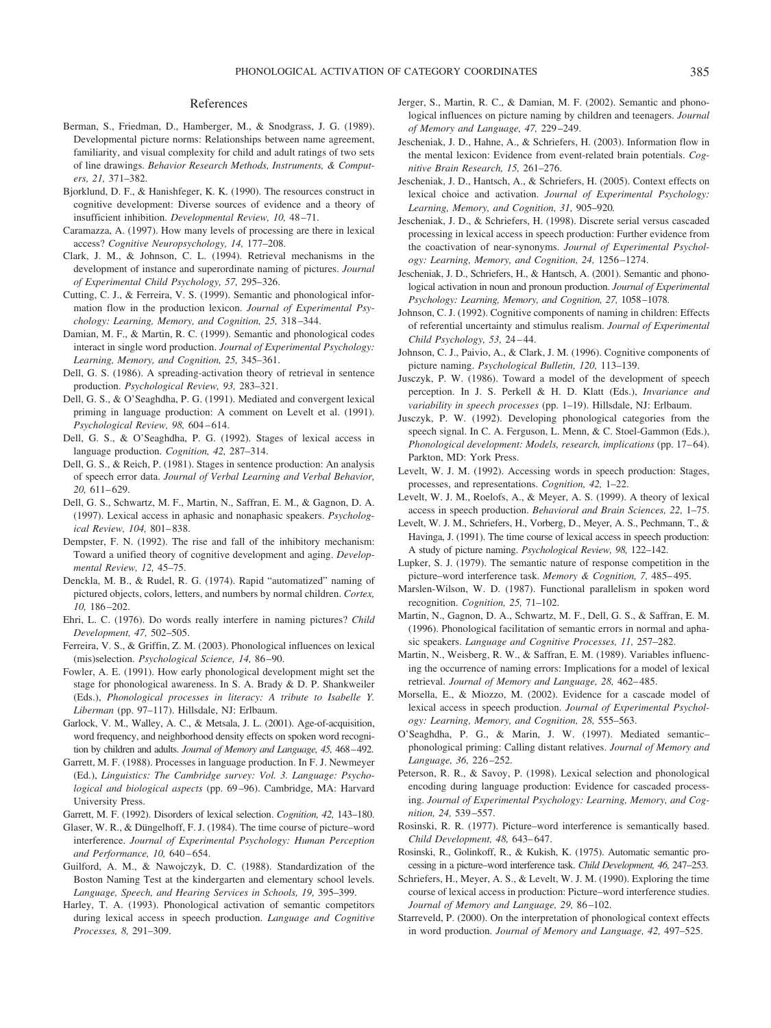## References

Berman, S., Friedman, D., Hamberger, M., & Snodgrass, J. G. (1989). Developmental picture norms: Relationships between name agreement, familiarity, and visual complexity for child and adult ratings of two sets of line drawings. *Behavior Research Methods, Instruments, & Computers, 21,* 371–382.

Bjorklund, D. F., & Hanishfeger, K. K. (1990). The resources construct in cognitive development: Diverse sources of evidence and a theory of insufficient inhibition. *Developmental Review, 10,* 48–71.

Caramazza, A. (1997). How many levels of processing are there in lexical access? *Cognitive Neuropsychology, 14,* 177–208.

Clark, J. M., & Johnson, C. L. (1994). Retrieval mechanisms in the development of instance and superordinate naming of pictures. *Journal of Experimental Child Psychology, 57,* 295–326.

Cutting, C. J., & Ferreira, V. S. (1999). Semantic and phonological information flow in the production lexicon. *Journal of Experimental Psychology: Learning, Memory, and Cognition, 25,* 318–344.

Damian, M. F., & Martin, R. C. (1999). Semantic and phonological codes interact in single word production. *Journal of Experimental Psychology: Learning, Memory, and Cognition, 25,* 345–361.

Dell, G. S. (1986). A spreading-activation theory of retrieval in sentence production. *Psychological Review, 93,* 283–321.

Dell, G. S., & O'Seaghdha, P. G. (1991). Mediated and convergent lexical priming in language production: A comment on Levelt et al. (1991). *Psychological Review, 98,* 604–614.

Dell, G. S., & O'Seaghdha, P. G. (1992). Stages of lexical access in language production. *Cognition, 42,* 287–314.

Dell, G. S., & Reich, P. (1981). Stages in sentence production: An analysis of speech error data. *Journal of Verbal Learning and Verbal Behavior, 20,* 611–629.

Dell, G. S., Schwartz, M. F., Martin, N., Saffran, E. M., & Gagnon, D. A. (1997). Lexical access in aphasic and nonaphasic speakers. *Psychological Review, 104,* 801–838.

Dempster, F. N. (1992). The rise and fall of the inhibitory mechanism: Toward a unified theory of cognitive development and aging. *Developmental Review, 12,* 45–75.

Denckla, M. B., & Rudel, R. G. (1974). Rapid "automatized" naming of pictured objects, colors, letters, and numbers by normal children. *Cortex, 10,* 186–202.

Ehri, L. C. (1976). Do words really interfere in naming pictures? *Child Development, 47,* 502–505.

Ferreira, V. S., & Griffin, Z. M. (2003). Phonological influences on lexical (mis)selection. *Psychological Science, 14,* 86–90.

Fowler, A. E. (1991). How early phonological development might set the stage for phonological awareness. In S. A. Brady & D. P. Shankweiler (Eds.), *Phonological processes in literacy: A tribute to Isabelle Y. Liberman* (pp. 97–117). Hillsdale, NJ: Erlbaum.

Garlock, V. M., Walley, A. C., & Metsala, J. L. (2001). Age-of-acquisition, word frequency, and neighborhood density effects on spoken word recognition by children and adults. *Journal of Memory and Language, 45,* 468–492.

Garrett, M. F. (1988). Processes in language production. In F. J. Newmeyer (Ed.), *Linguistics: The Cambridge survey: Vol. 3. Language: Psychological and biological aspects* (pp. 69–96). Cambridge, MA: Harvard University Press.

Garrett, M. F. (1992). Disorders of lexical selection. *Cognition, 42,* 143–180.

Glaser, W. R., & Düngelhoff, F. J. (1984). The time course of picture–word interference. *Journal of Experimental Psychology: Human Perception and Performance, 10,* 640–654.

Guilford, A. M., & Nawojczyk, D. C. (1988). Standardization of the Boston Naming Test at the kindergarten and elementary school levels. *Language, Speech, and Hearing Services in Schools, 19,* 395–399.

Harley, T. A. (1993). Phonological activation of semantic competitors during lexical access in speech production. *Language and Cognitive Processes, 8,* 291–309.

Jerger, S., Martin, R. C., & Damian, M. F. (2002). Semantic and phonological influences on picture naming by children and teenagers. *Journal of Memory and Language, 47,* 229–249.

Jescheniak, J. D., Hahne, A., & Schriefers, H. (2003). Information flow in the mental lexicon: Evidence from event-related brain potentials. *Cognitive Brain Research, 15,* 261–276.

Jescheniak, J. D., Hantsch, A., & Schriefers, H. (2005). Context effects on lexical choice and activation. *Journal of Experimental Psychology: Learning, Memory, and Cognition, 31,* 905–920.

Jescheniak, J. D., & Schriefers, H. (1998). Discrete serial versus cascaded processing in lexical access in speech production: Further evidence from the coactivation of near-synonyms. *Journal of Experimental Psychology: Learning, Memory, and Cognition, 24,* 1256–1274.

Jescheniak, J. D., Schriefers, H., & Hantsch, A. (2001). Semantic and phonological activation in noun and pronoun production. *Journal of Experimental Psychology: Learning, Memory, and Cognition, 27,* 1058–1078.

Johnson, C. J. (1992). Cognitive components of naming in children: Effects of referential uncertainty and stimulus realism. *Journal of Experimental Child Psychology, 53,* 24–44.

Johnson, C. J., Paivio, A., & Clark, J. M. (1996). Cognitive components of picture naming. *Psychological Bulletin, 120,* 113–139.

Jusczyk, P. W. (1986). Toward a model of the development of speech perception. In J. S. Perkell & H. D. Klatt (Eds.), *Invariance and variability in speech processes* (pp. 1–19). Hillsdale, NJ: Erlbaum.

Jusczyk, P. W. (1992). Developing phonological categories from the speech signal. In C. A. Ferguson, L. Menn, & C. Stoel-Gammon (Eds.), *Phonological development: Models, research, implications* (pp. 17–64). Parkton, MD: York Press.

Levelt, W. J. M. (1992). Accessing words in speech production: Stages, processes, and representations. *Cognition, 42,* 1–22.

Levelt, W. J. M., Roelofs, A., & Meyer, A. S. (1999). A theory of lexical access in speech production. *Behavioral and Brain Sciences, 22,* 1–75.

Levelt, W. J. M., Schriefers, H., Vorberg, D., Meyer, A. S., Pechmann, T., & Havinga, J. (1991). The time course of lexical access in speech production: A study of picture naming. *Psychological Review, 98,* 122–142.

Lupker, S. J. (1979). The semantic nature of response competition in the picture–word interference task. *Memory & Cognition, 7,* 485–495.

Marslen-Wilson, W. D. (1987). Functional parallelism in spoken word recognition. *Cognition, 25,* 71–102.

Martin, N., Gagnon, D. A., Schwartz, M. F., Dell, G. S., & Saffran, E. M. (1996). Phonological facilitation of semantic errors in normal and aphasic speakers. *Language and Cognitive Processes, 11,* 257–282.

Martin, N., Weisberg, R. W., & Saffran, E. M. (1989). Variables influencing the occurrence of naming errors: Implications for a model of lexical retrieval. *Journal of Memory and Language, 28,* 462–485.

Morsella, E., & Miozzo, M. (2002). Evidence for a cascade model of lexical access in speech production. *Journal of Experimental Psychology: Learning, Memory, and Cognition, 28,* 555–563.

O'Seaghdha, P. G., & Marin, J. W. (1997). Mediated semantic–phonological priming: Calling distant relatives. *Journal of Memory and Language, 36,* 226–252.

Peterson, R. R., & Savoy, P. (1998). Lexical selection and phonological encoding during language production: Evidence for cascaded processing. *Journal of Experimental Psychology: Learning, Memory, and Cognition, 24,* 539–557.

Rosinski, R. R. (1977). Picture–word interference is semantically based. *Child Development, 48,* 643–647.

Rosinski, R. R., Golinkoff, R., & Kukish, K. (1975). Automatic semantic processing in a picture–word interference task. *Child Development, 46,* 247–253.

Schriefers, H., Meyer, A. S., & Levelt, W. J. M. (1990). Exploring the time course of lexical access in production: Picture–word interference studies. *Journal of Memory and Language, 29,* 86–102.

Starreveld, P. (2000). On the interpretation of phonological context effects in word production. *Journal of Memory and Language, 42,* 497–525.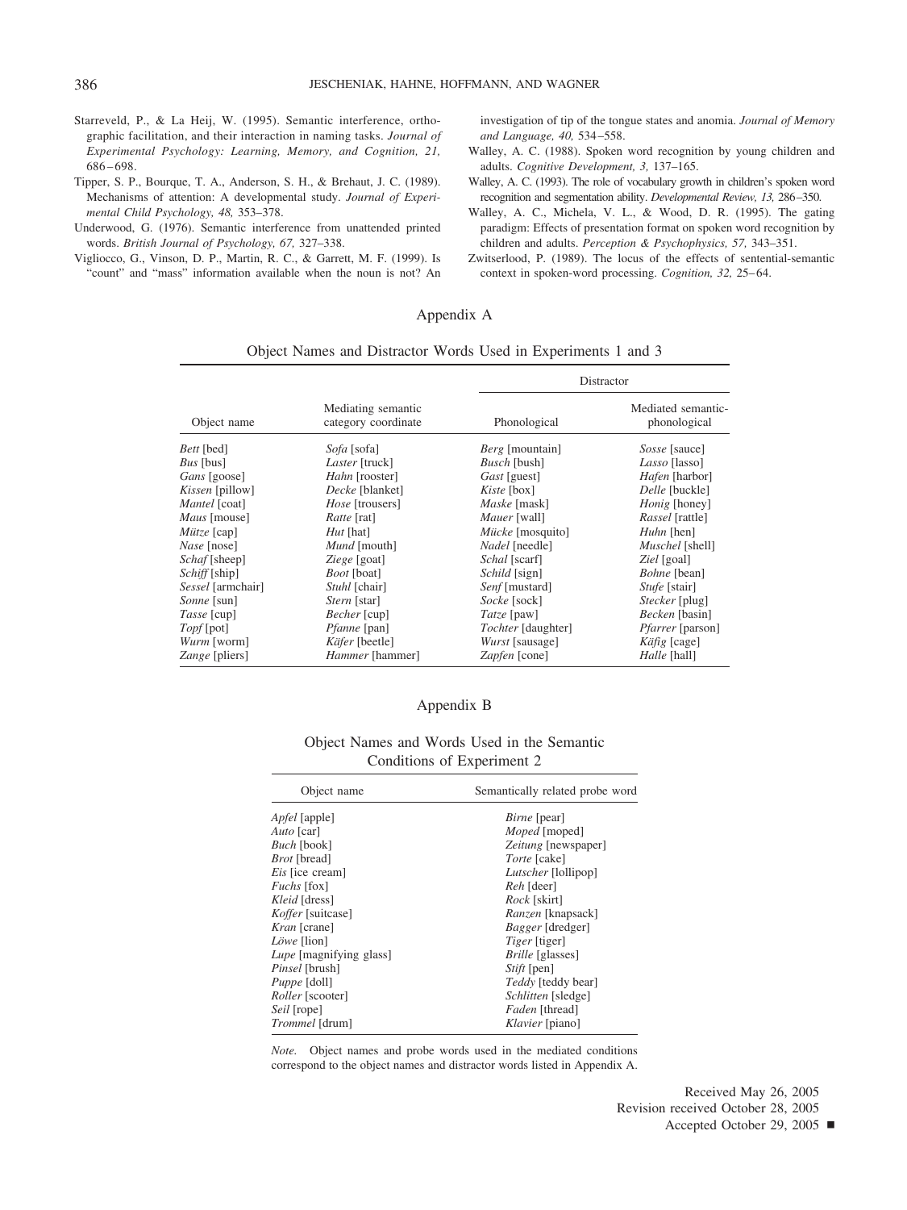Starreveld, P., & La Heij, W. (1995). Semantic interference, orthographic facilitation, and their interaction in naming tasks. *Journal of Experimental Psychology: Learning, Memory, and Cognition, 21,* 686–698.

Tipper, S. P., Bourque, T. A., Anderson, S. H., & Brehaut, J. C. (1989). Mechanisms of attention: A developmental study. *Journal of Experimental Child Psychology, 48,* 353–378.

Underwood, G. (1976). Semantic interference from unattended printed words. *British Journal of Psychology, 67,* 327–338.

Vigliocco, G., Vinson, D. P., Martin, R. C., & Garrett, M. F. (1999). Is "count" and "mass" information available when the noun is not? An investigation of tip of the tongue states and anomia. *Journal of Memory and Language, 40,* 534–558.

Walley, A. C. (1988). Spoken word recognition by young children and adults. *Cognitive Development, 3,* 137–165.

Walley, A. C. (1993). The role of vocabulary growth in children's spoken word recognition and segmentation ability. *Developmental Review, 13,* 286–350.

Walley, A. C., Michela, V. L., & Wood, D. R. (1995). The gating paradigm: Effects of presentation format on spoken word recognition by children and adults. *Perception & Psychophysics, 57,* 343–351.

Zwitserlood, P. (1989). The locus of the effects of sentential-semantic context in spoken-word processing. *Cognition, 32,* 25–64.

## Appendix A

### Object Names and Distractor Words Used in Experiments 1 and 3

| Object name | Mediating semantic category coordinate | Distractor: Phonological | Distractor: Mediated semantic-phonological |
|---|---|---|---|
| *Bett* [bed] | *Sofa* [sofa] | *Berg* [mountain] | *Sosse* [sauce] |
| *Bus* [bus] | *Laster* [truck] | *Busch* [bush] | *Lasso* [lasso] |
| *Gans* [goose] | *Hahn* [rooster] | *Gast* [guest] | *Hafen* [harbor] |
| *Kissen* [pillow] | *Decke* [blanket] | *Kiste* [box] | *Delle* [buckle] |
| *Mantel* [coat] | *Hose* [trousers] | *Maske* [mask] | *Honig* [honey] |
| *Maus* [mouse] | *Ratte* [rat] | *Mauer* [wall] | *Rassel* [rattle] |
| *Mütze* [cap] | *Hut* [hat] | *Mücke* [mosquito] | *Huhn* [hen] |
| *Nase* [nose] | *Mund* [mouth] | *Nadel* [needle] | *Muschel* [shell] |
| *Schaf* [sheep] | *Ziege* [goat] | *Schal* [scarf] | *Ziel* [goal] |
| *Schiff* [ship] | *Boot* [boat] | *Schild* [sign] | *Bohne* [bean] |
| *Sessel* [armchair] | *Stuhl* [chair] | *Senf* [mustard] | *Stufe* [stair] |
| *Sonne* [sun] | *Stern* [star] | *Socke* [sock] | *Stecker* [plug] |
| *Tasse* [cup] | *Becher* [cup] | *Tatze* [paw] | *Becken* [basin] |
| *Topf* [pot] | *Pfanne* [pan] | *Tochter* [daughter] | *Pfarrer* [parson] |
| *Wurm* [worm] | *Käfer* [beetle] | *Wurst* [sausage] | *Käfig* [cage] |
| *Zange* [pliers] | *Hammer* [hammer] | *Zapfen* [cone] | *Halle* [hall] |

## Appendix B

### Object Names and Words Used in the Semantic Conditions of Experiment 2

| Object name | Semantically related probe word |
|---|---|
| *Apfel* [apple] | *Birne* [pear] |
| *Auto* [car] | *Moped* [moped] |
| *Buch* [book] | *Zeitung* [newspaper] |
| *Brot* [bread] | *Torte* [cake] |
| *Eis* [ice cream] | *Lutscher* [lollipop] |
| *Fuchs* [fox] | *Reh* [deer] |
| *Kleid* [dress] | *Rock* [skirt] |
| *Koffer* [suitcase] | *Ranzen* [knapsack] |
| *Kran* [crane] | *Bagger* [dredger] |
| *Löwe* [lion] | *Tiger* [tiger] |
| *Lupe* [magnifying glass] | *Brille* [glasses] |
| *Pinsel* [brush] | *Stift* [pen] |
| *Puppe* [doll] | *Teddy* [teddy bear] |
| *Roller* [scooter] | *Schlitten* [sledge] |
| *Seil* [rope] | *Faden* [thread] |
| *Trommel* [drum] | *Klavier* [piano] |

*Note.* Object names and probe words used in the mediated conditions correspond to the object names and distractor words listed in Appendix A.

Received May 26, 2005
Revision received October 28, 2005
Accepted October 29, 2005 ■